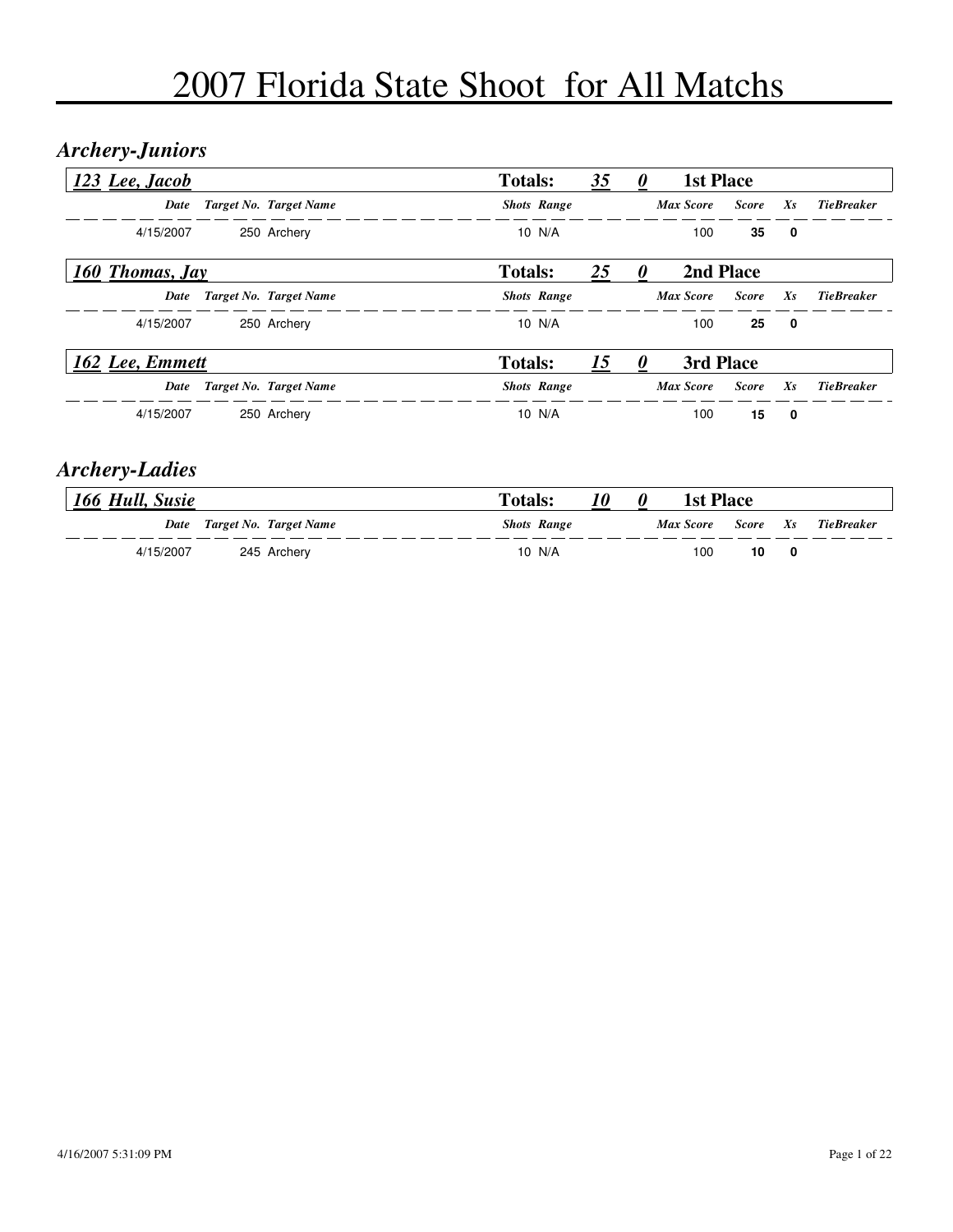# 2007 Florida State Shoot for All Matchs

## *Archery-Juniors*

**123 Lee, Jacob** — **Totals:** 35 0 — **1st Place**

| Date | Target No. | Target Name | Shots | Range | Max Score | Score | Xs | TieBreaker |
|---|---|---|---|---|---|---|---|---|
| 4/15/2007 | 250 | Archery | 10 | N/A | 100 | **35** | **0** | |

**160 Thomas, Jay** — **Totals:** 25 0 — **2nd Place**

| Date | Target No. | Target Name | Shots | Range | Max Score | Score | Xs | TieBreaker |
|---|---|---|---|---|---|---|---|---|
| 4/15/2007 | 250 | Archery | 10 | N/A | 100 | **25** | **0** | |

**162 Lee, Emmett** — **Totals:** 15 0 — **3rd Place**

| Date | Target No. | Target Name | Shots | Range | Max Score | Score | Xs | TieBreaker |
|---|---|---|---|---|---|---|---|---|
| 4/15/2007 | 250 | Archery | 10 | N/A | 100 | **15** | **0** | |

## *Archery-Ladies*

**166 Hull, Susie** — **Totals:** 10 0 — **1st Place**

| Date | Target No. | Target Name | Shots | Range | Max Score | Score | Xs | TieBreaker |
|---|---|---|---|---|---|---|---|---|
| 4/15/2007 | 245 | Archery | 10 | N/A | 100 | **10** | **0** | |

4/16/2007 5:31:09 PM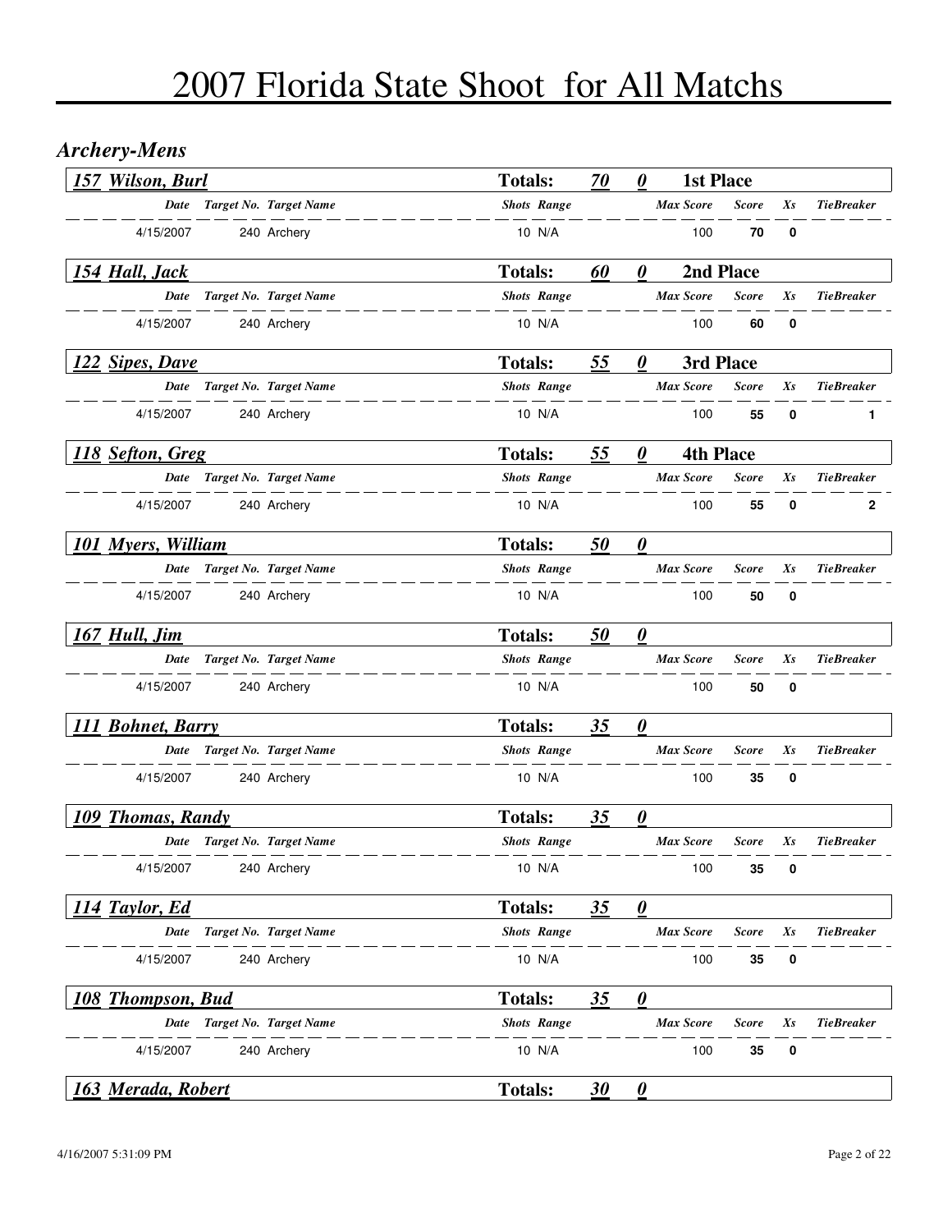# 2007 Florida State Shoot for All Matchs

## *Archery-Mens*

### 157 Wilson, Burl — Totals: 70 0 — 1st Place

| Date | Target No. | Target Name | Shots | Range | Max Score | Score | Xs | TieBreaker |
|---|---|---|---|---|---|---|---|---|
| 4/15/2007 | 240 | Archery | 10 | N/A | 100 | **70** | **0** | |

### 154 Hall, Jack — Totals: 60 0 — 2nd Place

| Date | Target No. | Target Name | Shots | Range | Max Score | Score | Xs | TieBreaker |
|---|---|---|---|---|---|---|---|---|
| 4/15/2007 | 240 | Archery | 10 | N/A | 100 | **60** | **0** | |

### 122 Sipes, Dave — Totals: 55 0 — 3rd Place

| Date | Target No. | Target Name | Shots | Range | Max Score | Score | Xs | TieBreaker |
|---|---|---|---|---|---|---|---|---|
| 4/15/2007 | 240 | Archery | 10 | N/A | 100 | **55** | **0** | **1** |

### 118 Sefton, Greg — Totals: 55 0 — 4th Place

| Date | Target No. | Target Name | Shots | Range | Max Score | Score | Xs | TieBreaker |
|---|---|---|---|---|---|---|---|---|
| 4/15/2007 | 240 | Archery | 10 | N/A | 100 | **55** | **0** | **2** |

### 101 Myers, William — Totals: 50 0

| Date | Target No. | Target Name | Shots | Range | Max Score | Score | Xs | TieBreaker |
|---|---|---|---|---|---|---|---|---|
| 4/15/2007 | 240 | Archery | 10 | N/A | 100 | **50** | **0** | |

### 167 Hull, Jim — Totals: 50 0

| Date | Target No. | Target Name | Shots | Range | Max Score | Score | Xs | TieBreaker |
|---|---|---|---|---|---|---|---|---|
| 4/15/2007 | 240 | Archery | 10 | N/A | 100 | **50** | **0** | |

### 111 Bohnet, Barry — Totals: 35 0

| Date | Target No. | Target Name | Shots | Range | Max Score | Score | Xs | TieBreaker |
|---|---|---|---|---|---|---|---|---|
| 4/15/2007 | 240 | Archery | 10 | N/A | 100 | **35** | **0** | |

### 109 Thomas, Randy — Totals: 35 0

| Date | Target No. | Target Name | Shots | Range | Max Score | Score | Xs | TieBreaker |
|---|---|---|---|---|---|---|---|---|
| 4/15/2007 | 240 | Archery | 10 | N/A | 100 | **35** | **0** | |

### 114 Taylor, Ed — Totals: 35 0

| Date | Target No. | Target Name | Shots | Range | Max Score | Score | Xs | TieBreaker |
|---|---|---|---|---|---|---|---|---|
| 4/15/2007 | 240 | Archery | 10 | N/A | 100 | **35** | **0** | |

### 108 Thompson, Bud — Totals: 35 0

| Date | Target No. | Target Name | Shots | Range | Max Score | Score | Xs | TieBreaker |
|---|---|---|---|---|---|---|---|---|
| 4/15/2007 | 240 | Archery | 10 | N/A | 100 | **35** | **0** | |

### 163 Merada, Robert — Totals: 30 0

4/16/2007 5:31:09 PM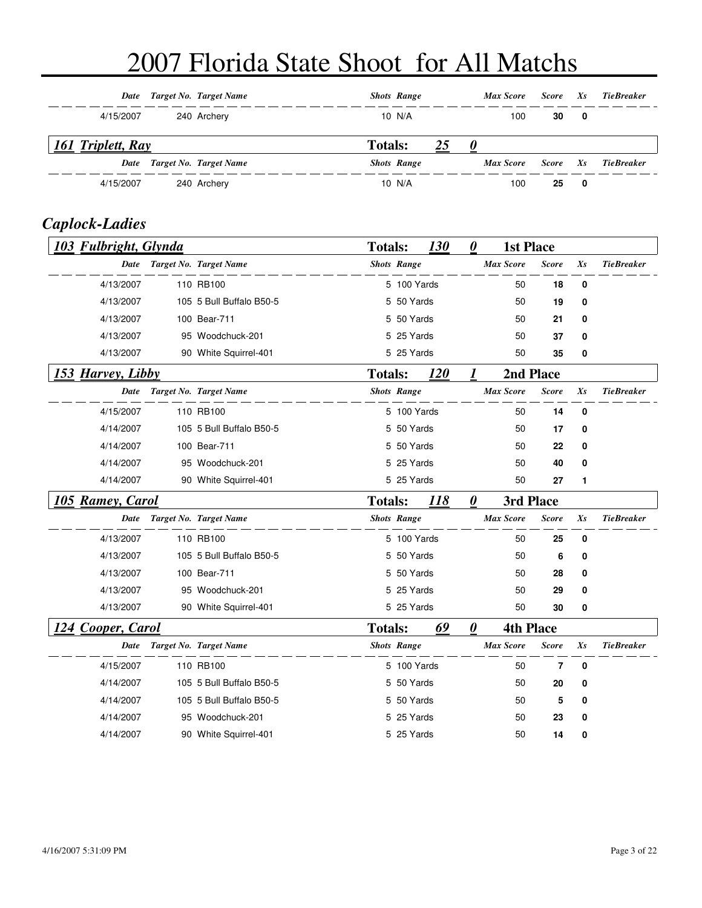# 2007 Florida State Shoot for All Matchs

| Date | Target No. | Target Name | Shots | Range | Max Score | Score | Xs | TieBreaker |
|---|---|---|---|---|---|---|---|---|
| 4/15/2007 | 240 | Archery | 10 | N/A | 100 | **30** | **0** | |

**161 Triplett, Ray** — **Totals: 25 0**

| Date | Target No. | Target Name | Shots | Range | Max Score | Score | Xs | TieBreaker |
|---|---|---|---|---|---|---|---|---|
| 4/15/2007 | 240 | Archery | 10 | N/A | 100 | **25** | **0** | |

## *Caplock-Ladies*

**103 Fulbright, Glynda** — **Totals: 130 0** — **1st Place**

| Date | Target No. | Target Name | Shots | Range | Max Score | Score | Xs | TieBreaker |
|---|---|---|---|---|---|---|---|---|
| 4/13/2007 | 110 | RB100 | 5 | 100 Yards | 50 | **18** | **0** | |
| 4/13/2007 | 105 | 5 Bull Buffalo B50-5 | 5 | 50 Yards | 50 | **19** | **0** | |
| 4/13/2007 | 100 | Bear-711 | 5 | 50 Yards | 50 | **21** | **0** | |
| 4/13/2007 | 95 | Woodchuck-201 | 5 | 25 Yards | 50 | **37** | **0** | |
| 4/13/2007 | 90 | White Squirrel-401 | 5 | 25 Yards | 50 | **35** | **0** | |

**153 Harvey, Libby** — **Totals: 120 1** — **2nd Place**

| Date | Target No. | Target Name | Shots | Range | Max Score | Score | Xs | TieBreaker |
|---|---|---|---|---|---|---|---|---|
| 4/15/2007 | 110 | RB100 | 5 | 100 Yards | 50 | **14** | **0** | |
| 4/14/2007 | 105 | 5 Bull Buffalo B50-5 | 5 | 50 Yards | 50 | **17** | **0** | |
| 4/14/2007 | 100 | Bear-711 | 5 | 50 Yards | 50 | **22** | **0** | |
| 4/14/2007 | 95 | Woodchuck-201 | 5 | 25 Yards | 50 | **40** | **0** | |
| 4/14/2007 | 90 | White Squirrel-401 | 5 | 25 Yards | 50 | **27** | **1** | |

**105 Ramey, Carol** — **Totals: 118 0** — **3rd Place**

| Date | Target No. | Target Name | Shots | Range | Max Score | Score | Xs | TieBreaker |
|---|---|---|---|---|---|---|---|---|
| 4/13/2007 | 110 | RB100 | 5 | 100 Yards | 50 | **25** | **0** | |
| 4/13/2007 | 105 | 5 Bull Buffalo B50-5 | 5 | 50 Yards | 50 | **6** | **0** | |
| 4/13/2007 | 100 | Bear-711 | 5 | 50 Yards | 50 | **28** | **0** | |
| 4/13/2007 | 95 | Woodchuck-201 | 5 | 25 Yards | 50 | **29** | **0** | |
| 4/13/2007 | 90 | White Squirrel-401 | 5 | 25 Yards | 50 | **30** | **0** | |

**124 Cooper, Carol** — **Totals: 69 0** — **4th Place**

| Date | Target No. | Target Name | Shots | Range | Max Score | Score | Xs | TieBreaker |
|---|---|---|---|---|---|---|---|---|
| 4/15/2007 | 110 | RB100 | 5 | 100 Yards | 50 | **7** | **0** | |
| 4/14/2007 | 105 | 5 Bull Buffalo B50-5 | 5 | 50 Yards | 50 | **20** | **0** | |
| 4/14/2007 | 105 | 5 Bull Buffalo B50-5 | 5 | 50 Yards | 50 | **5** | **0** | |
| 4/14/2007 | 95 | Woodchuck-201 | 5 | 25 Yards | 50 | **23** | **0** | |
| 4/14/2007 | 90 | White Squirrel-401 | 5 | 25 Yards | 50 | **14** | **0** | |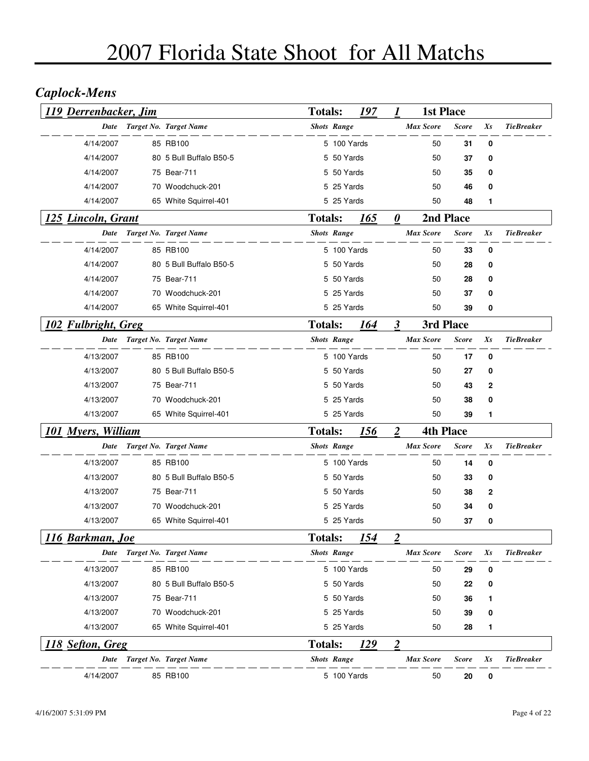# 2007 Florida State Shoot for All Matchs

## *Caplock-Mens*

### *119 Derrenbacker, Jim* — Totals: *197* *1* **1st Place**

| Date | Target No. | Target Name | Shots | Range | Max Score | Score | Xs | TieBreaker |
|---|---|---|---|---|---|---|---|---|
| 4/14/2007 | 85 | RB100 | 5 | 100 Yards | 50 | **31** | **0** | |
| 4/14/2007 | 80 | 5 Bull Buffalo B50-5 | 5 | 50 Yards | 50 | **37** | **0** | |
| 4/14/2007 | 75 | Bear-711 | 5 | 50 Yards | 50 | **35** | **0** | |
| 4/14/2007 | 70 | Woodchuck-201 | 5 | 25 Yards | 50 | **46** | **0** | |
| 4/14/2007 | 65 | White Squirrel-401 | 5 | 25 Yards | 50 | **48** | **1** | |

### *125 Lincoln, Grant* — Totals: *165* *0* **2nd Place**

| Date | Target No. | Target Name | Shots | Range | Max Score | Score | Xs | TieBreaker |
|---|---|---|---|---|---|---|---|---|
| 4/14/2007 | 85 | RB100 | 5 | 100 Yards | 50 | **33** | **0** | |
| 4/14/2007 | 80 | 5 Bull Buffalo B50-5 | 5 | 50 Yards | 50 | **28** | **0** | |
| 4/14/2007 | 75 | Bear-711 | 5 | 50 Yards | 50 | **28** | **0** | |
| 4/14/2007 | 70 | Woodchuck-201 | 5 | 25 Yards | 50 | **37** | **0** | |
| 4/14/2007 | 65 | White Squirrel-401 | 5 | 25 Yards | 50 | **39** | **0** | |

### *102 Fulbright, Greg* — Totals: *164* *3* **3rd Place**

| Date | Target No. | Target Name | Shots | Range | Max Score | Score | Xs | TieBreaker |
|---|---|---|---|---|---|---|---|---|
| 4/13/2007 | 85 | RB100 | 5 | 100 Yards | 50 | **17** | **0** | |
| 4/13/2007 | 80 | 5 Bull Buffalo B50-5 | 5 | 50 Yards | 50 | **27** | **0** | |
| 4/13/2007 | 75 | Bear-711 | 5 | 50 Yards | 50 | **43** | **2** | |
| 4/13/2007 | 70 | Woodchuck-201 | 5 | 25 Yards | 50 | **38** | **0** | |
| 4/13/2007 | 65 | White Squirrel-401 | 5 | 25 Yards | 50 | **39** | **1** | |

### *101 Myers, William* — Totals: *156* *2* **4th Place**

| Date | Target No. | Target Name | Shots | Range | Max Score | Score | Xs | TieBreaker |
|---|---|---|---|---|---|---|---|---|
| 4/13/2007 | 85 | RB100 | 5 | 100 Yards | 50 | **14** | **0** | |
| 4/13/2007 | 80 | 5 Bull Buffalo B50-5 | 5 | 50 Yards | 50 | **33** | **0** | |
| 4/13/2007 | 75 | Bear-711 | 5 | 50 Yards | 50 | **38** | **2** | |
| 4/13/2007 | 70 | Woodchuck-201 | 5 | 25 Yards | 50 | **34** | **0** | |
| 4/13/2007 | 65 | White Squirrel-401 | 5 | 25 Yards | 50 | **37** | **0** | |

### *116 Barkman, Joe* — Totals: *154* *2*

| Date | Target No. | Target Name | Shots | Range | Max Score | Score | Xs | TieBreaker |
|---|---|---|---|---|---|---|---|---|
| 4/13/2007 | 85 | RB100 | 5 | 100 Yards | 50 | **29** | **0** | |
| 4/13/2007 | 80 | 5 Bull Buffalo B50-5 | 5 | 50 Yards | 50 | **22** | **0** | |
| 4/13/2007 | 75 | Bear-711 | 5 | 50 Yards | 50 | **36** | **1** | |
| 4/13/2007 | 70 | Woodchuck-201 | 5 | 25 Yards | 50 | **39** | **0** | |
| 4/13/2007 | 65 | White Squirrel-401 | 5 | 25 Yards | 50 | **28** | **1** | |

### *118 Sefton, Greg* — Totals: *129* *2*

| Date | Target No. | Target Name | Shots | Range | Max Score | Score | Xs | TieBreaker |
|---|---|---|---|---|---|---|---|---|
| 4/14/2007 | 85 | RB100 | 5 | 100 Yards | 50 | **20** | **0** | |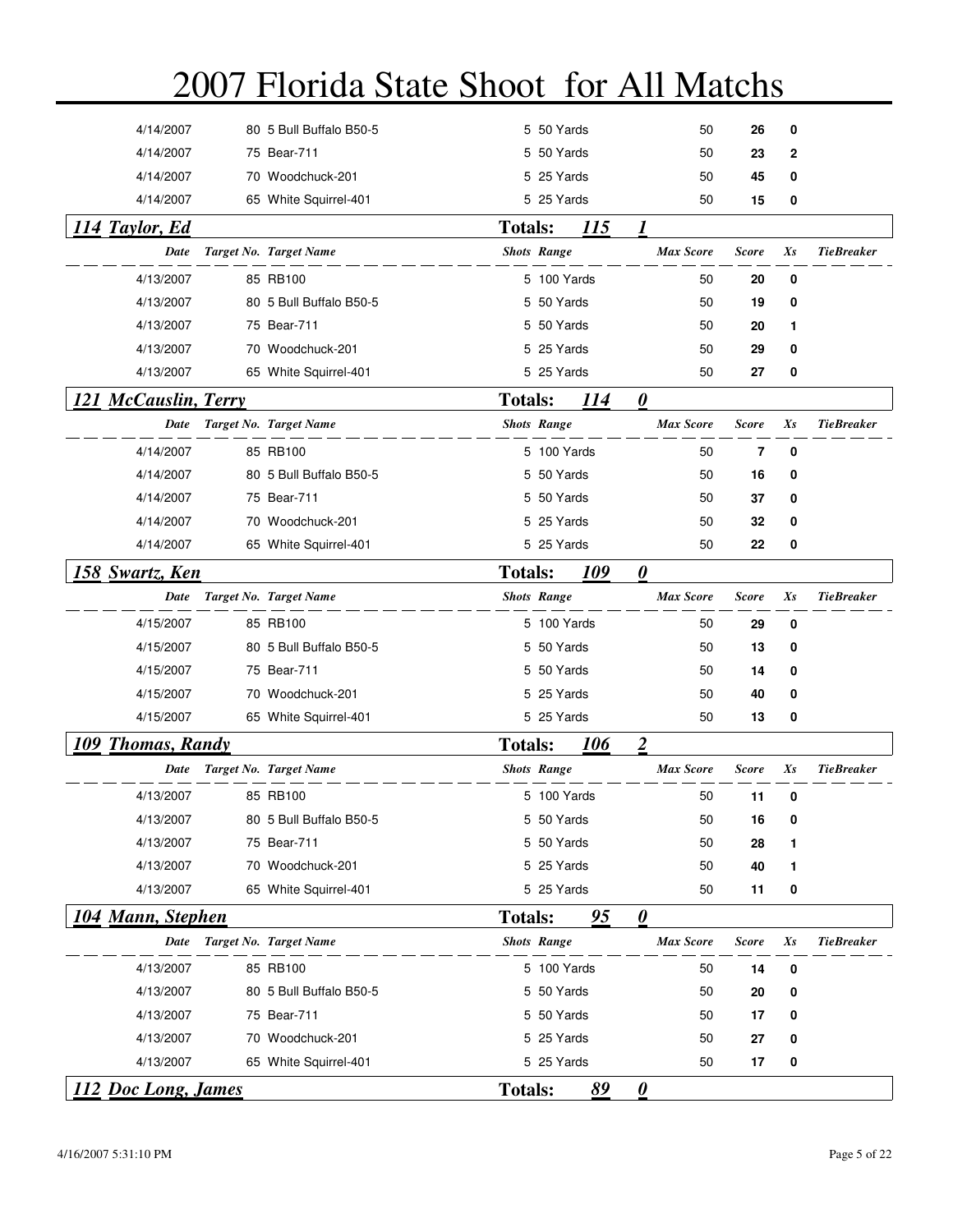# 2007 Florida State Shoot for All Matchs

| Date | Target No. | Target Name | Shots | Range | Max Score | Score | Xs | TieBreaker |
|---|---|---|---|---|---|---|---|---|
| 4/14/2007 | 80 | 5 Bull Buffalo B50-5 | 5 | 50 Yards | 50 | **26** | **0** | |
| 4/14/2007 | 75 | Bear-711 | 5 | 50 Yards | 50 | **23** | **2** | |
| 4/14/2007 | 70 | Woodchuck-201 | 5 | 25 Yards | 50 | **45** | **0** | |
| 4/14/2007 | 65 | White Squirrel-401 | 5 | 25 Yards | 50 | **15** | **0** | |

## 114 Taylor, Ed — Totals: 115 1

| Date | Target No. | Target Name | Shots | Range | Max Score | Score | Xs | TieBreaker |
|---|---|---|---|---|---|---|---|---|
| 4/13/2007 | 85 | RB100 | 5 | 100 Yards | 50 | **20** | **0** | |
| 4/13/2007 | 80 | 5 Bull Buffalo B50-5 | 5 | 50 Yards | 50 | **19** | **0** | |
| 4/13/2007 | 75 | Bear-711 | 5 | 50 Yards | 50 | **20** | **1** | |
| 4/13/2007 | 70 | Woodchuck-201 | 5 | 25 Yards | 50 | **29** | **0** | |
| 4/13/2007 | 65 | White Squirrel-401 | 5 | 25 Yards | 50 | **27** | **0** | |

## 121 McCauslin, Terry — Totals: 114 0

| Date | Target No. | Target Name | Shots | Range | Max Score | Score | Xs | TieBreaker |
|---|---|---|---|---|---|---|---|---|
| 4/14/2007 | 85 | RB100 | 5 | 100 Yards | 50 | **7** | **0** | |
| 4/14/2007 | 80 | 5 Bull Buffalo B50-5 | 5 | 50 Yards | 50 | **16** | **0** | |
| 4/14/2007 | 75 | Bear-711 | 5 | 50 Yards | 50 | **37** | **0** | |
| 4/14/2007 | 70 | Woodchuck-201 | 5 | 25 Yards | 50 | **32** | **0** | |
| 4/14/2007 | 65 | White Squirrel-401 | 5 | 25 Yards | 50 | **22** | **0** | |

## 158 Swartz, Ken — Totals: 109 0

| Date | Target No. | Target Name | Shots | Range | Max Score | Score | Xs | TieBreaker |
|---|---|---|---|---|---|---|---|---|
| 4/15/2007 | 85 | RB100 | 5 | 100 Yards | 50 | **29** | **0** | |
| 4/15/2007 | 80 | 5 Bull Buffalo B50-5 | 5 | 50 Yards | 50 | **13** | **0** | |
| 4/15/2007 | 75 | Bear-711 | 5 | 50 Yards | 50 | **14** | **0** | |
| 4/15/2007 | 70 | Woodchuck-201 | 5 | 25 Yards | 50 | **40** | **0** | |
| 4/15/2007 | 65 | White Squirrel-401 | 5 | 25 Yards | 50 | **13** | **0** | |

## 109 Thomas, Randy — Totals: 106 2

| Date | Target No. | Target Name | Shots | Range | Max Score | Score | Xs | TieBreaker |
|---|---|---|---|---|---|---|---|---|
| 4/13/2007 | 85 | RB100 | 5 | 100 Yards | 50 | **11** | **0** | |
| 4/13/2007 | 80 | 5 Bull Buffalo B50-5 | 5 | 50 Yards | 50 | **16** | **0** | |
| 4/13/2007 | 75 | Bear-711 | 5 | 50 Yards | 50 | **28** | **1** | |
| 4/13/2007 | 70 | Woodchuck-201 | 5 | 25 Yards | 50 | **40** | **1** | |
| 4/13/2007 | 65 | White Squirrel-401 | 5 | 25 Yards | 50 | **11** | **0** | |

## 104 Mann, Stephen — Totals: 95 0

| Date | Target No. | Target Name | Shots | Range | Max Score | Score | Xs | TieBreaker |
|---|---|---|---|---|---|---|---|---|
| 4/13/2007 | 85 | RB100 | 5 | 100 Yards | 50 | **14** | **0** | |
| 4/13/2007 | 80 | 5 Bull Buffalo B50-5 | 5 | 50 Yards | 50 | **20** | **0** | |
| 4/13/2007 | 75 | Bear-711 | 5 | 50 Yards | 50 | **17** | **0** | |
| 4/13/2007 | 70 | Woodchuck-201 | 5 | 25 Yards | 50 | **27** | **0** | |
| 4/13/2007 | 65 | White Squirrel-401 | 5 | 25 Yards | 50 | **17** | **0** | |

## 112 Doc Long, James — Totals: 89 0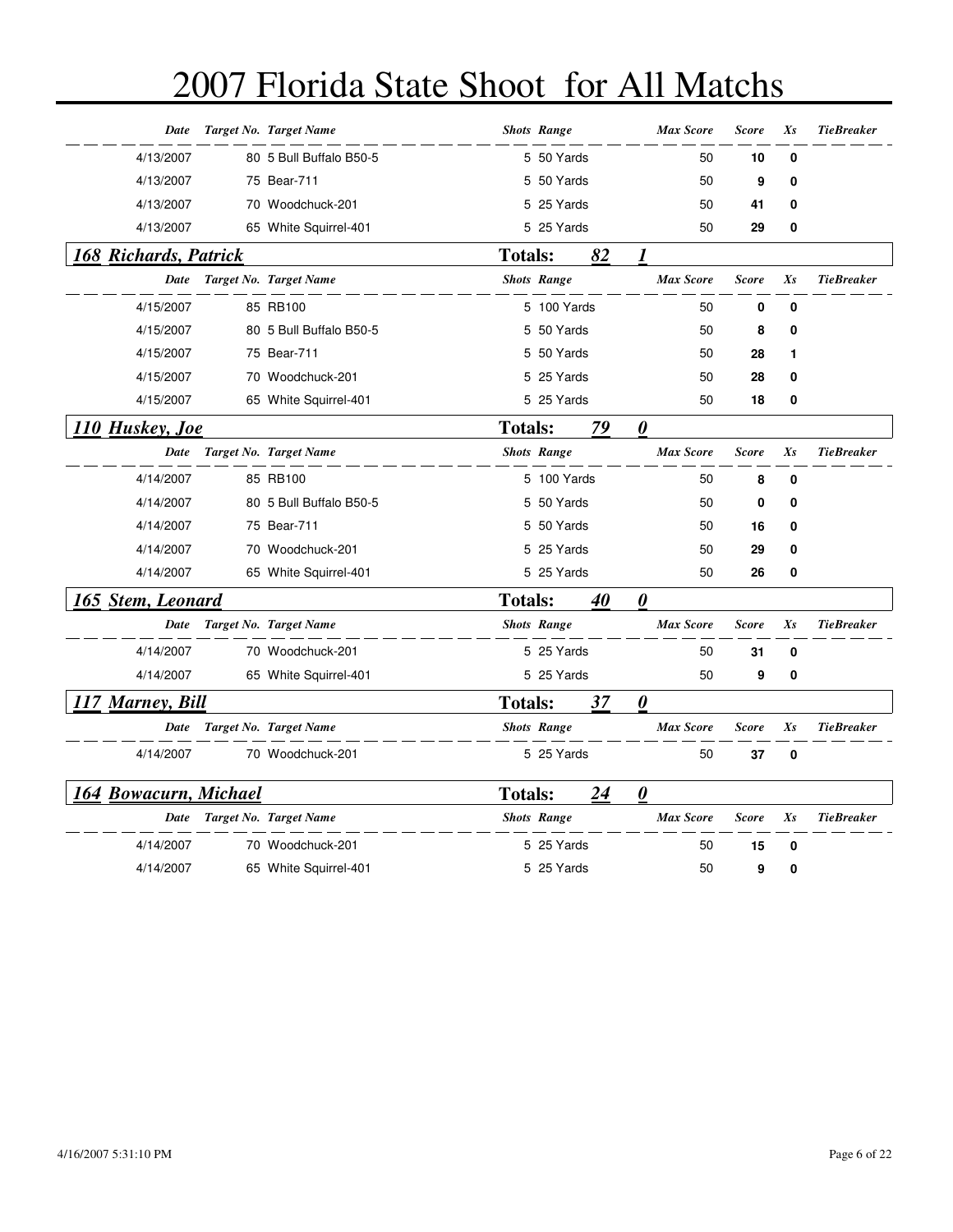# 2007 Florida State Shoot for All Matchs

| Date | Target No. | Target Name | Shots | Range | Max Score | Score | Xs | TieBreaker |
|---|---|---|---|---|---|---|---|---|
| 4/13/2007 | 80 | 5 Bull Buffalo B50-5 | 5 | 50 Yards | 50 | **10** | **0** | |
| 4/13/2007 | 75 | Bear-711 | 5 | 50 Yards | 50 | **9** | **0** | |
| 4/13/2007 | 70 | Woodchuck-201 | 5 | 25 Yards | 50 | **41** | **0** | |
| 4/13/2007 | 65 | White Squirrel-401 | 5 | 25 Yards | 50 | **29** | **0** | |

## *168 Richards, Patrick* — Totals: *82* *1*

| Date | Target No. | Target Name | Shots | Range | Max Score | Score | Xs | TieBreaker |
|---|---|---|---|---|---|---|---|---|
| 4/15/2007 | 85 | RB100 | 5 | 100 Yards | 50 | **0** | **0** | |
| 4/15/2007 | 80 | 5 Bull Buffalo B50-5 | 5 | 50 Yards | 50 | **8** | **0** | |
| 4/15/2007 | 75 | Bear-711 | 5 | 50 Yards | 50 | **28** | **1** | |
| 4/15/2007 | 70 | Woodchuck-201 | 5 | 25 Yards | 50 | **28** | **0** | |
| 4/15/2007 | 65 | White Squirrel-401 | 5 | 25 Yards | 50 | **18** | **0** | |

## *110 Huskey, Joe* — Totals: *79* *0*

| Date | Target No. | Target Name | Shots | Range | Max Score | Score | Xs | TieBreaker |
|---|---|---|---|---|---|---|---|---|
| 4/14/2007 | 85 | RB100 | 5 | 100 Yards | 50 | **8** | **0** | |
| 4/14/2007 | 80 | 5 Bull Buffalo B50-5 | 5 | 50 Yards | 50 | **0** | **0** | |
| 4/14/2007 | 75 | Bear-711 | 5 | 50 Yards | 50 | **16** | **0** | |
| 4/14/2007 | 70 | Woodchuck-201 | 5 | 25 Yards | 50 | **29** | **0** | |
| 4/14/2007 | 65 | White Squirrel-401 | 5 | 25 Yards | 50 | **26** | **0** | |

## *165 Stem, Leonard* — Totals: *40* *0*

| Date | Target No. | Target Name | Shots | Range | Max Score | Score | Xs | TieBreaker |
|---|---|---|---|---|---|---|---|---|
| 4/14/2007 | 70 | Woodchuck-201 | 5 | 25 Yards | 50 | **31** | **0** | |
| 4/14/2007 | 65 | White Squirrel-401 | 5 | 25 Yards | 50 | **9** | **0** | |

## *117 Marney, Bill* — Totals: *37* *0*

| Date | Target No. | Target Name | Shots | Range | Max Score | Score | Xs | TieBreaker |
|---|---|---|---|---|---|---|---|---|
| 4/14/2007 | 70 | Woodchuck-201 | 5 | 25 Yards | 50 | **37** | **0** | |

## *164 Bowacurn, Michael* — Totals: *24* *0*

| Date | Target No. | Target Name | Shots | Range | Max Score | Score | Xs | TieBreaker |
|---|---|---|---|---|---|---|---|---|
| 4/14/2007 | 70 | Woodchuck-201 | 5 | 25 Yards | 50 | **15** | **0** | |
| 4/14/2007 | 65 | White Squirrel-401 | 5 | 25 Yards | 50 | **9** | **0** | |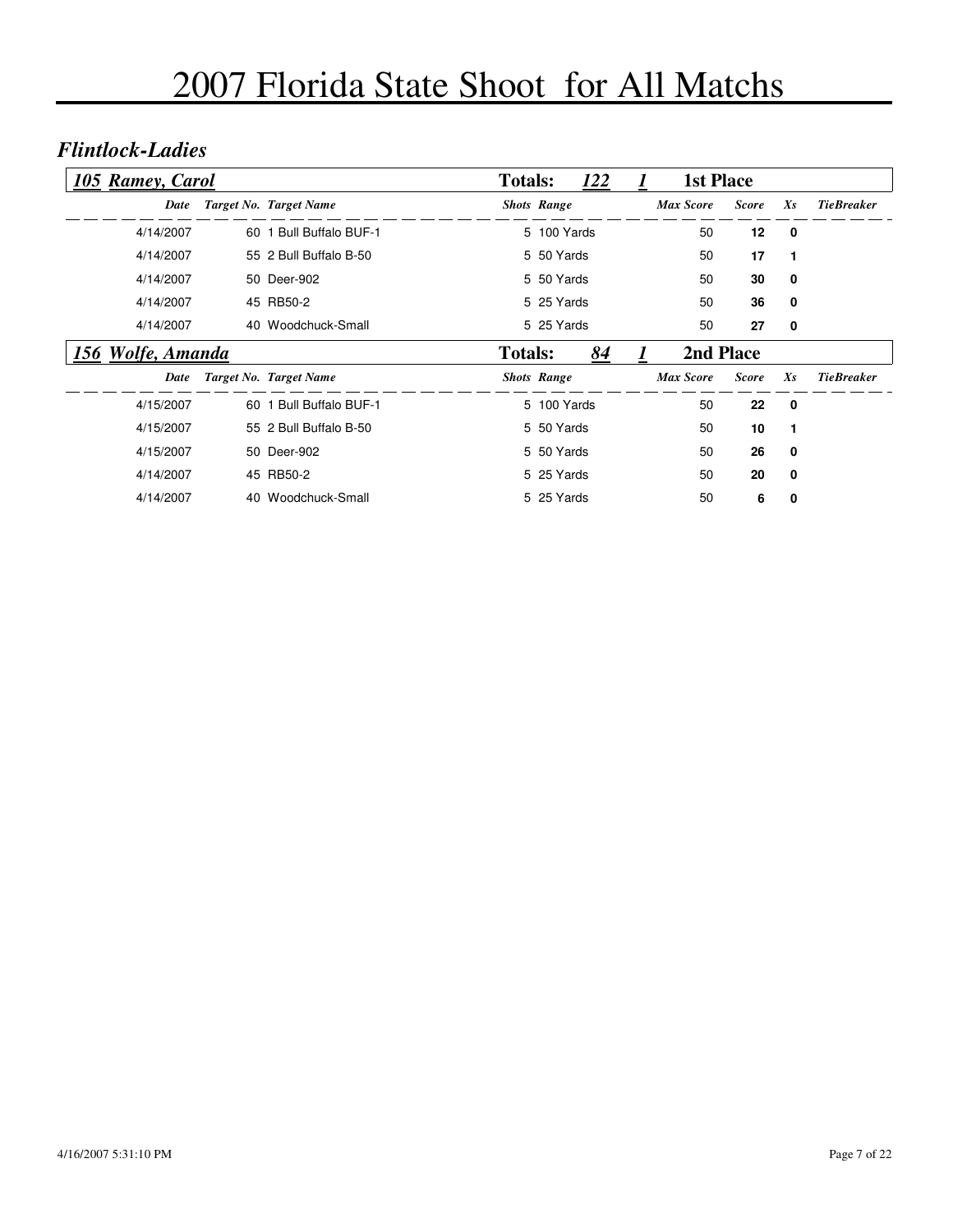# 2007 Florida State Shoot for All Matchs

## *Flintlock-Ladies*

### 105 Ramey, Carol — Totals: 122 — 1 — 1st Place

| Date | Target No. | Target Name | Shots | Range | Max Score | Score | Xs | TieBreaker |
|---|---|---|---|---|---|---|---|---|
| 4/14/2007 | 60 | 1 Bull Buffalo BUF-1 | 5 | 100 Yards | 50 | **12** | **0** | |
| 4/14/2007 | 55 | 2 Bull Buffalo B-50 | 5 | 50 Yards | 50 | **17** | **1** | |
| 4/14/2007 | 50 | Deer-902 | 5 | 50 Yards | 50 | **30** | **0** | |
| 4/14/2007 | 45 | RB50-2 | 5 | 25 Yards | 50 | **36** | **0** | |
| 4/14/2007 | 40 | Woodchuck-Small | 5 | 25 Yards | 50 | **27** | **0** | |

### 156 Wolfe, Amanda — Totals: 84 — 1 — 2nd Place

| Date | Target No. | Target Name | Shots | Range | Max Score | Score | Xs | TieBreaker |
|---|---|---|---|---|---|---|---|---|
| 4/15/2007 | 60 | 1 Bull Buffalo BUF-1 | 5 | 100 Yards | 50 | **22** | **0** | |
| 4/15/2007 | 55 | 2 Bull Buffalo B-50 | 5 | 50 Yards | 50 | **10** | **1** | |
| 4/15/2007 | 50 | Deer-902 | 5 | 50 Yards | 50 | **26** | **0** | |
| 4/14/2007 | 45 | RB50-2 | 5 | 25 Yards | 50 | **20** | **0** | |
| 4/14/2007 | 40 | Woodchuck-Small | 5 | 25 Yards | 50 | **6** | **0** | |

4/16/2007 5:31:10 PM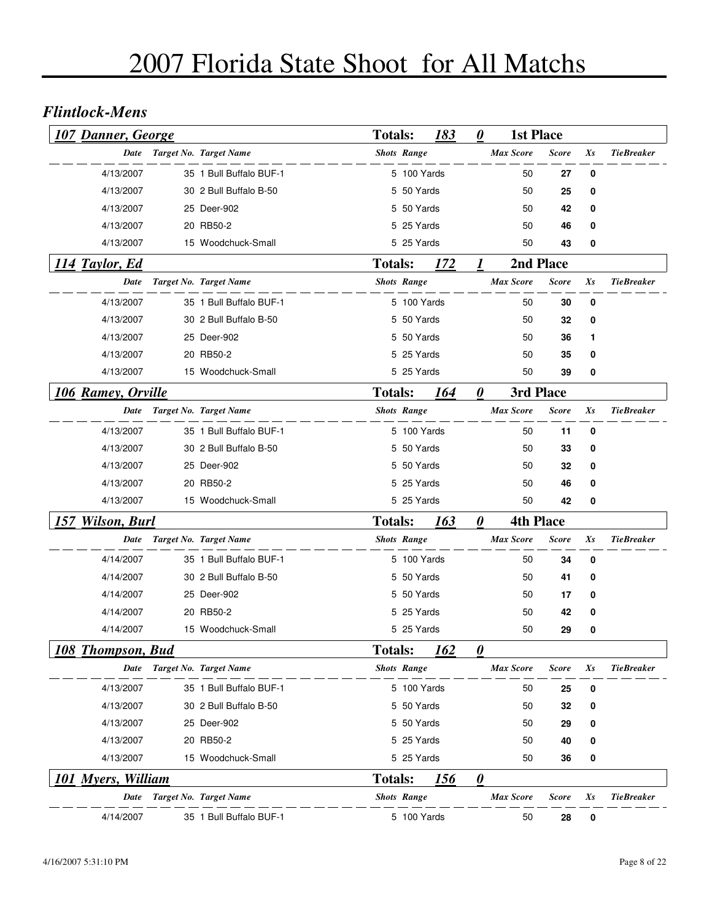# 2007 Florida State Shoot for All Matchs

## *Flintlock-Mens*

### 107 Danner, George — Totals: 183 | 0 | 1st Place

| Date | Target No. | Target Name | Shots | Range | Max Score | Score | Xs | TieBreaker |
|---|---|---|---|---|---|---|---|---|
| 4/13/2007 | 35 | 1 Bull Buffalo BUF-1 | 5 | 100 Yards | 50 | **27** | **0** | |
| 4/13/2007 | 30 | 2 Bull Buffalo B-50 | 5 | 50 Yards | 50 | **25** | **0** | |
| 4/13/2007 | 25 | Deer-902 | 5 | 50 Yards | 50 | **42** | **0** | |
| 4/13/2007 | 20 | RB50-2 | 5 | 25 Yards | 50 | **46** | **0** | |
| 4/13/2007 | 15 | Woodchuck-Small | 5 | 25 Yards | 50 | **43** | **0** | |

### 114 Taylor, Ed — Totals: 172 | 1 | 2nd Place

| Date | Target No. | Target Name | Shots | Range | Max Score | Score | Xs | TieBreaker |
|---|---|---|---|---|---|---|---|---|
| 4/13/2007 | 35 | 1 Bull Buffalo BUF-1 | 5 | 100 Yards | 50 | **30** | **0** | |
| 4/13/2007 | 30 | 2 Bull Buffalo B-50 | 5 | 50 Yards | 50 | **32** | **0** | |
| 4/13/2007 | 25 | Deer-902 | 5 | 50 Yards | 50 | **36** | **1** | |
| 4/13/2007 | 20 | RB50-2 | 5 | 25 Yards | 50 | **35** | **0** | |
| 4/13/2007 | 15 | Woodchuck-Small | 5 | 25 Yards | 50 | **39** | **0** | |

### 106 Ramey, Orville — Totals: 164 | 0 | 3rd Place

| Date | Target No. | Target Name | Shots | Range | Max Score | Score | Xs | TieBreaker |
|---|---|---|---|---|---|---|---|---|
| 4/13/2007 | 35 | 1 Bull Buffalo BUF-1 | 5 | 100 Yards | 50 | **11** | **0** | |
| 4/13/2007 | 30 | 2 Bull Buffalo B-50 | 5 | 50 Yards | 50 | **33** | **0** | |
| 4/13/2007 | 25 | Deer-902 | 5 | 50 Yards | 50 | **32** | **0** | |
| 4/13/2007 | 20 | RB50-2 | 5 | 25 Yards | 50 | **46** | **0** | |
| 4/13/2007 | 15 | Woodchuck-Small | 5 | 25 Yards | 50 | **42** | **0** | |

### 157 Wilson, Burl — Totals: 163 | 0 | 4th Place

| Date | Target No. | Target Name | Shots | Range | Max Score | Score | Xs | TieBreaker |
|---|---|---|---|---|---|---|---|---|
| 4/14/2007 | 35 | 1 Bull Buffalo BUF-1 | 5 | 100 Yards | 50 | **34** | **0** | |
| 4/14/2007 | 30 | 2 Bull Buffalo B-50 | 5 | 50 Yards | 50 | **41** | **0** | |
| 4/14/2007 | 25 | Deer-902 | 5 | 50 Yards | 50 | **17** | **0** | |
| 4/14/2007 | 20 | RB50-2 | 5 | 25 Yards | 50 | **42** | **0** | |
| 4/14/2007 | 15 | Woodchuck-Small | 5 | 25 Yards | 50 | **29** | **0** | |

### 108 Thompson, Bud — Totals: 162 | 0

| Date | Target No. | Target Name | Shots | Range | Max Score | Score | Xs | TieBreaker |
|---|---|---|---|---|---|---|---|---|
| 4/13/2007 | 35 | 1 Bull Buffalo BUF-1 | 5 | 100 Yards | 50 | **25** | **0** | |
| 4/13/2007 | 30 | 2 Bull Buffalo B-50 | 5 | 50 Yards | 50 | **32** | **0** | |
| 4/13/2007 | 25 | Deer-902 | 5 | 50 Yards | 50 | **29** | **0** | |
| 4/13/2007 | 20 | RB50-2 | 5 | 25 Yards | 50 | **40** | **0** | |
| 4/13/2007 | 15 | Woodchuck-Small | 5 | 25 Yards | 50 | **36** | **0** | |

### 101 Myers, William — Totals: 156 | 0

| Date | Target No. | Target Name | Shots | Range | Max Score | Score | Xs | TieBreaker |
|---|---|---|---|---|---|---|---|---|
| 4/14/2007 | 35 | 1 Bull Buffalo BUF-1 | 5 | 100 Yards | 50 | **28** | **0** | |

4/16/2007 5:31:10 PM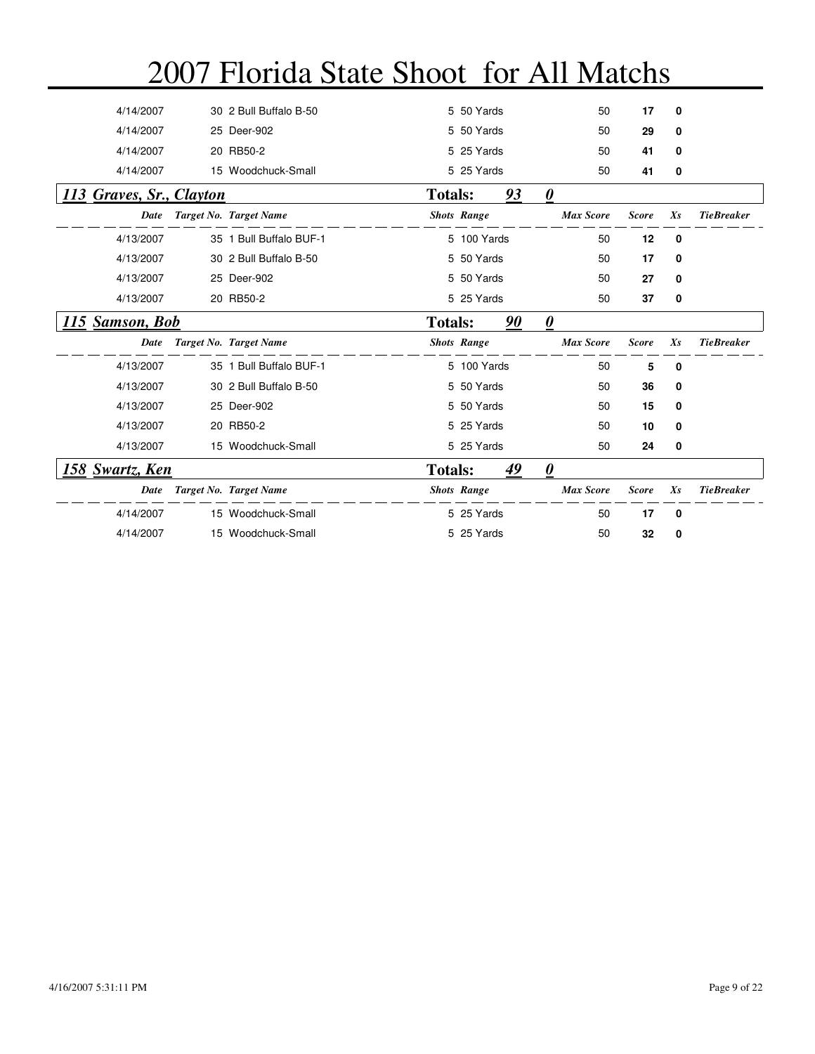# 2007 Florida State Shoot for All Matchs

| Date | Target No. | Target Name | Shots | Range | Max Score | Score | Xs | TieBreaker |
|---|---|---|---|---|---|---|---|---|
| 4/14/2007 | 30 | 2 Bull Buffalo B-50 | 5 | 50 Yards | 50 | **17** | **0** | |
| 4/14/2007 | 25 | Deer-902 | 5 | 50 Yards | 50 | **29** | **0** | |
| 4/14/2007 | 20 | RB50-2 | 5 | 25 Yards | 50 | **41** | **0** | |
| 4/14/2007 | 15 | Woodchuck-Small | 5 | 25 Yards | 50 | **41** | **0** | |

## *113 Graves, Sr., Clayton* — Totals: *93* *0*

| Date | Target No. | Target Name | Shots | Range | Max Score | Score | Xs | TieBreaker |
|---|---|---|---|---|---|---|---|---|
| 4/13/2007 | 35 | 1 Bull Buffalo BUF-1 | 5 | 100 Yards | 50 | **12** | **0** | |
| 4/13/2007 | 30 | 2 Bull Buffalo B-50 | 5 | 50 Yards | 50 | **17** | **0** | |
| 4/13/2007 | 25 | Deer-902 | 5 | 50 Yards | 50 | **27** | **0** | |
| 4/13/2007 | 20 | RB50-2 | 5 | 25 Yards | 50 | **37** | **0** | |

## *115 Samson, Bob* — Totals: *90* *0*

| Date | Target No. | Target Name | Shots | Range | Max Score | Score | Xs | TieBreaker |
|---|---|---|---|---|---|---|---|---|
| 4/13/2007 | 35 | 1 Bull Buffalo BUF-1 | 5 | 100 Yards | 50 | **5** | **0** | |
| 4/13/2007 | 30 | 2 Bull Buffalo B-50 | 5 | 50 Yards | 50 | **36** | **0** | |
| 4/13/2007 | 25 | Deer-902 | 5 | 50 Yards | 50 | **15** | **0** | |
| 4/13/2007 | 20 | RB50-2 | 5 | 25 Yards | 50 | **10** | **0** | |
| 4/13/2007 | 15 | Woodchuck-Small | 5 | 25 Yards | 50 | **24** | **0** | |

## *158 Swartz, Ken* — Totals: *49* *0*

| Date | Target No. | Target Name | Shots | Range | Max Score | Score | Xs | TieBreaker |
|---|---|---|---|---|---|---|---|---|
| 4/14/2007 | 15 | Woodchuck-Small | 5 | 25 Yards | 50 | **17** | **0** | |
| 4/14/2007 | 15 | Woodchuck-Small | 5 | 25 Yards | 50 | **32** | **0** | |

4/16/2007 5:31:11 PM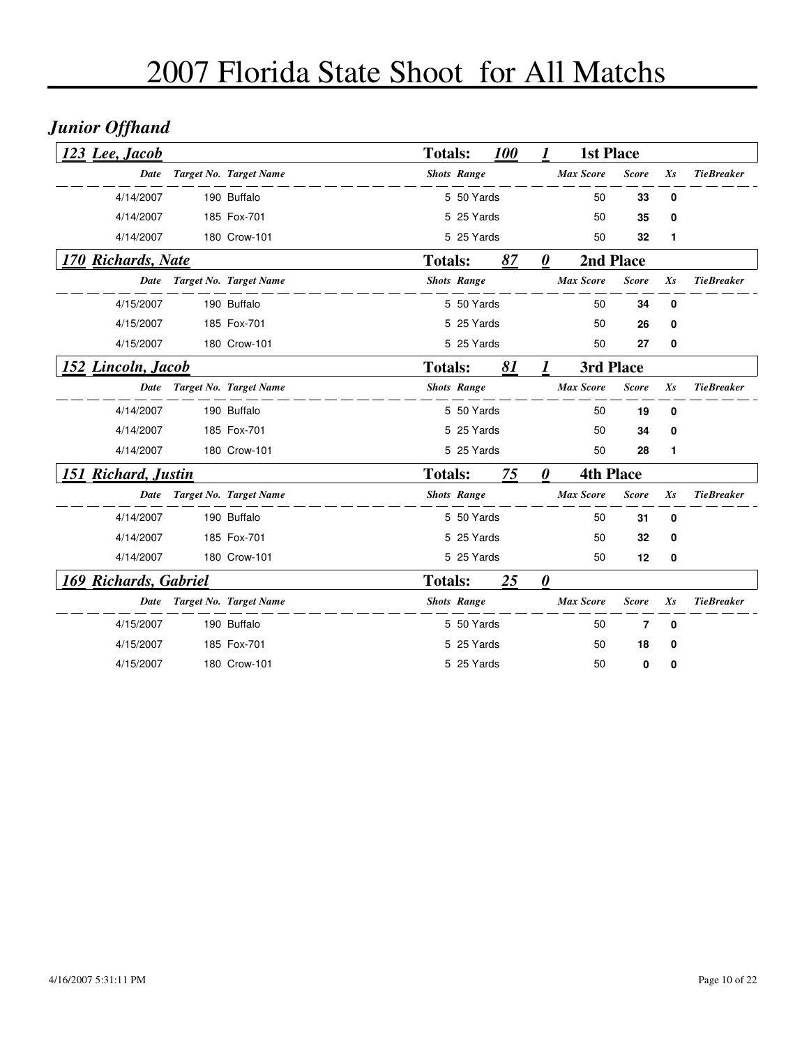# 2007 Florida State Shoot for All Matchs

## *Junior Offhand*

### *123 Lee, Jacob* — Totals: *100* *1* — 1st Place

| Date | Target No. | Target Name | Shots | Range | Max Score | Score | Xs | TieBreaker |
|---|---|---|---|---|---|---|---|---|
| 4/14/2007 | 190 | Buffalo | 5 | 50 Yards | 50 | **33** | **0** | |
| 4/14/2007 | 185 | Fox-701 | 5 | 25 Yards | 50 | **35** | **0** | |
| 4/14/2007 | 180 | Crow-101 | 5 | 25 Yards | 50 | **32** | **1** | |

### *170 Richards, Nate* — Totals: *87* *0* — 2nd Place

| Date | Target No. | Target Name | Shots | Range | Max Score | Score | Xs | TieBreaker |
|---|---|---|---|---|---|---|---|---|
| 4/15/2007 | 190 | Buffalo | 5 | 50 Yards | 50 | **34** | **0** | |
| 4/15/2007 | 185 | Fox-701 | 5 | 25 Yards | 50 | **26** | **0** | |
| 4/15/2007 | 180 | Crow-101 | 5 | 25 Yards | 50 | **27** | **0** | |

### *152 Lincoln, Jacob* — Totals: *81* *1* — 3rd Place

| Date | Target No. | Target Name | Shots | Range | Max Score | Score | Xs | TieBreaker |
|---|---|---|---|---|---|---|---|---|
| 4/14/2007 | 190 | Buffalo | 5 | 50 Yards | 50 | **19** | **0** | |
| 4/14/2007 | 185 | Fox-701 | 5 | 25 Yards | 50 | **34** | **0** | |
| 4/14/2007 | 180 | Crow-101 | 5 | 25 Yards | 50 | **28** | **1** | |

### *151 Richard, Justin* — Totals: *75* *0* — 4th Place

| Date | Target No. | Target Name | Shots | Range | Max Score | Score | Xs | TieBreaker |
|---|---|---|---|---|---|---|---|---|
| 4/14/2007 | 190 | Buffalo | 5 | 50 Yards | 50 | **31** | **0** | |
| 4/14/2007 | 185 | Fox-701 | 5 | 25 Yards | 50 | **32** | **0** | |
| 4/14/2007 | 180 | Crow-101 | 5 | 25 Yards | 50 | **12** | **0** | |

### *169 Richards, Gabriel* — Totals: *25* *0*

| Date | Target No. | Target Name | Shots | Range | Max Score | Score | Xs | TieBreaker |
|---|---|---|---|---|---|---|---|---|
| 4/15/2007 | 190 | Buffalo | 5 | 50 Yards | 50 | **7** | **0** | |
| 4/15/2007 | 185 | Fox-701 | 5 | 25 Yards | 50 | **18** | **0** | |
| 4/15/2007 | 180 | Crow-101 | 5 | 25 Yards | 50 | **0** | **0** | |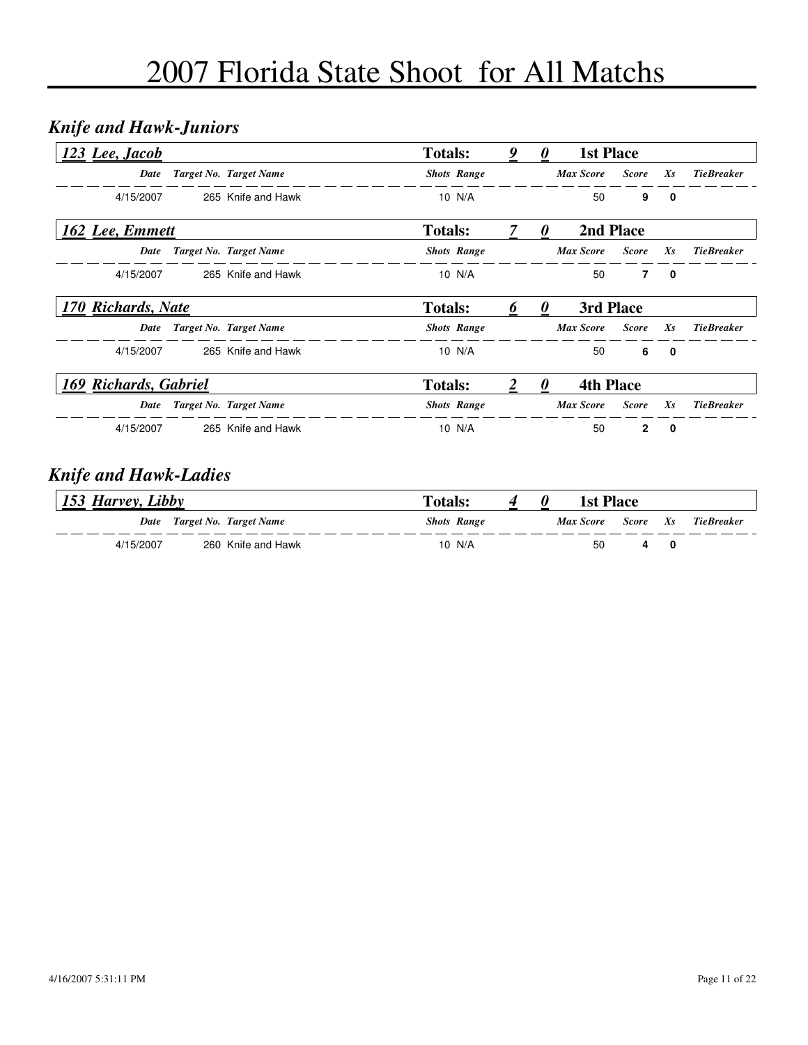# 2007 Florida State Shoot for All Matchs

## *Knife and Hawk-Juniors*

**123 Lee, Jacob** — **Totals:** 9 0 — **1st Place**

| Date | Target No. | Target Name | Shots | Range | Max Score | Score | Xs | TieBreaker |
|---|---|---|---|---|---|---|---|---|
| 4/15/2007 | 265 | Knife and Hawk | 10 | N/A | 50 | 9 | 0 | |

**162 Lee, Emmett** — **Totals:** 7 0 — **2nd Place**

| Date | Target No. | Target Name | Shots | Range | Max Score | Score | Xs | TieBreaker |
|---|---|---|---|---|---|---|---|---|
| 4/15/2007 | 265 | Knife and Hawk | 10 | N/A | 50 | 7 | 0 | |

**170 Richards, Nate** — **Totals:** 6 0 — **3rd Place**

| Date | Target No. | Target Name | Shots | Range | Max Score | Score | Xs | TieBreaker |
|---|---|---|---|---|---|---|---|---|
| 4/15/2007 | 265 | Knife and Hawk | 10 | N/A | 50 | 6 | 0 | |

**169 Richards, Gabriel** — **Totals:** 2 0 — **4th Place**

| Date | Target No. | Target Name | Shots | Range | Max Score | Score | Xs | TieBreaker |
|---|---|---|---|---|---|---|---|---|
| 4/15/2007 | 265 | Knife and Hawk | 10 | N/A | 50 | 2 | 0 | |

## *Knife and Hawk-Ladies*

**153 Harvey, Libby** — **Totals:** 4 0 — **1st Place**

| Date | Target No. | Target Name | Shots | Range | Max Score | Score | Xs | TieBreaker |
|---|---|---|---|---|---|---|---|---|
| 4/15/2007 | 260 | Knife and Hawk | 10 | N/A | 50 | 4 | 0 | |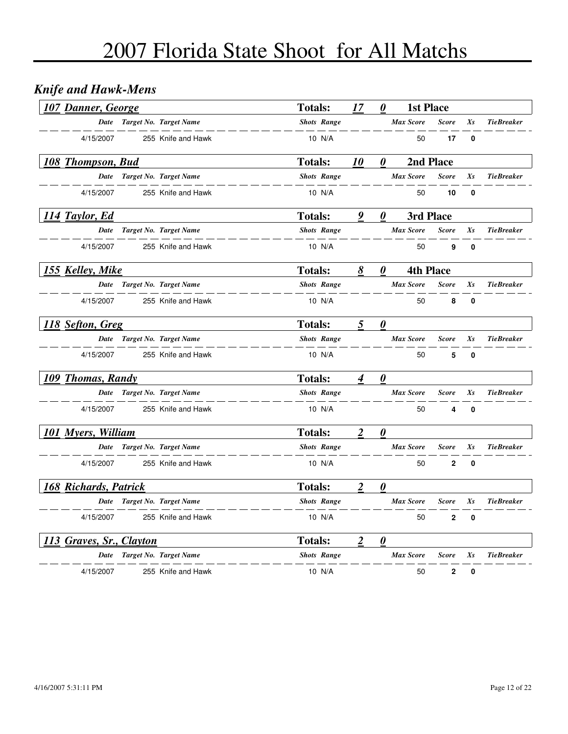# 2007 Florida State Shoot for All Matchs

## *Knife and Hawk-Mens*

### *107 Danner, George* — Totals: 17 0 — 1st Place

| Date | Target No. | Target Name | Shots | Range | Max Score | Score | Xs | TieBreaker |
|---|---|---|---|---|---|---|---|---|
| 4/15/2007 | 255 | Knife and Hawk | 10 | N/A | 50 | 17 | 0 | |

### *108 Thompson, Bud* — Totals: 10 0 — 2nd Place

| Date | Target No. | Target Name | Shots | Range | Max Score | Score | Xs | TieBreaker |
|---|---|---|---|---|---|---|---|---|
| 4/15/2007 | 255 | Knife and Hawk | 10 | N/A | 50 | 10 | 0 | |

### *114 Taylor, Ed* — Totals: 9 0 — 3rd Place

| Date | Target No. | Target Name | Shots | Range | Max Score | Score | Xs | TieBreaker |
|---|---|---|---|---|---|---|---|---|
| 4/15/2007 | 255 | Knife and Hawk | 10 | N/A | 50 | 9 | 0 | |

### *155 Kelley, Mike* — Totals: 8 0 — 4th Place

| Date | Target No. | Target Name | Shots | Range | Max Score | Score | Xs | TieBreaker |
|---|---|---|---|---|---|---|---|---|
| 4/15/2007 | 255 | Knife and Hawk | 10 | N/A | 50 | 8 | 0 | |

### *118 Sefton, Greg* — Totals: 5 0

| Date | Target No. | Target Name | Shots | Range | Max Score | Score | Xs | TieBreaker |
|---|---|---|---|---|---|---|---|---|
| 4/15/2007 | 255 | Knife and Hawk | 10 | N/A | 50 | 5 | 0 | |

### *109 Thomas, Randy* — Totals: 4 0

| Date | Target No. | Target Name | Shots | Range | Max Score | Score | Xs | TieBreaker |
|---|---|---|---|---|---|---|---|---|
| 4/15/2007 | 255 | Knife and Hawk | 10 | N/A | 50 | 4 | 0 | |

### *101 Myers, William* — Totals: 2 0

| Date | Target No. | Target Name | Shots | Range | Max Score | Score | Xs | TieBreaker |
|---|---|---|---|---|---|---|---|---|
| 4/15/2007 | 255 | Knife and Hawk | 10 | N/A | 50 | 2 | 0 | |

### *168 Richards, Patrick* — Totals: 2 0

| Date | Target No. | Target Name | Shots | Range | Max Score | Score | Xs | TieBreaker |
|---|---|---|---|---|---|---|---|---|
| 4/15/2007 | 255 | Knife and Hawk | 10 | N/A | 50 | 2 | 0 | |

### *113 Graves, Sr., Clayton* — Totals: 2 0

| Date | Target No. | Target Name | Shots | Range | Max Score | Score | Xs | TieBreaker |
|---|---|---|---|---|---|---|---|---|
| 4/15/2007 | 255 | Knife and Hawk | 10 | N/A | 50 | 2 | 0 | |

4/16/2007 5:31:11 PM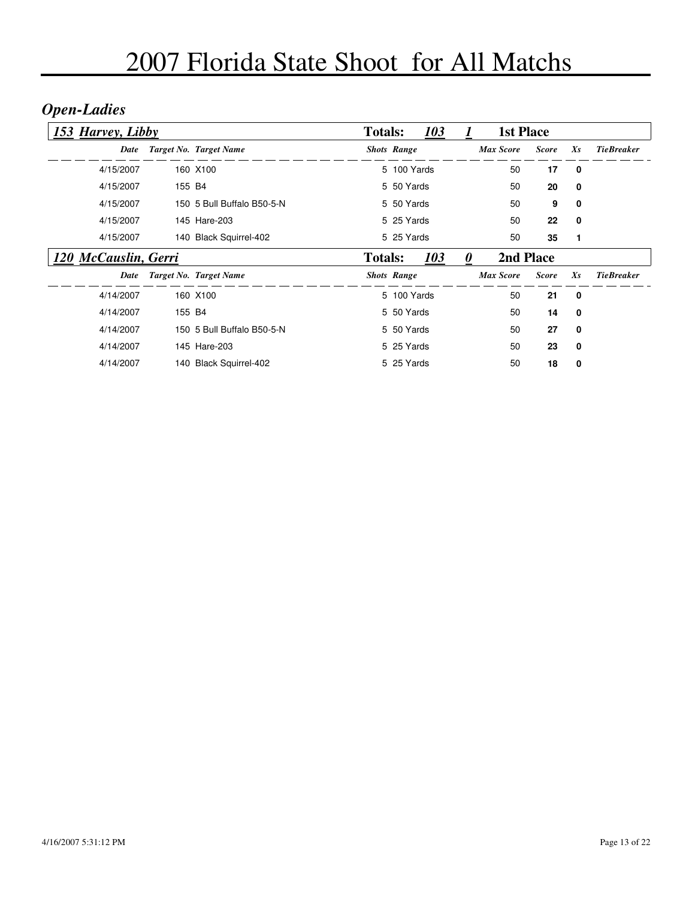# 2007 Florida State Shoot for All Matchs

## *Open-Ladies*

### *153 Harvey, Libby* — Totals: 103 — 1 — 1st Place

| Date | Target No. | Target Name | Shots | Range | Max Score | Score | Xs | TieBreaker |
|---|---|---|---|---|---|---|---|---|
| 4/15/2007 | 160 | X100 | 5 | 100 Yards | 50 | **17** | **0** | |
| 4/15/2007 | 155 | B4 | 5 | 50 Yards | 50 | **20** | **0** | |
| 4/15/2007 | 150 | 5 Bull Buffalo B50-5-N | 5 | 50 Yards | 50 | **9** | **0** | |
| 4/15/2007 | 145 | Hare-203 | 5 | 25 Yards | 50 | **22** | **0** | |
| 4/15/2007 | 140 | Black Squirrel-402 | 5 | 25 Yards | 50 | **35** | **1** | |

### *120 McCauslin, Gerri* — Totals: 103 — 0 — 2nd Place

| Date | Target No. | Target Name | Shots | Range | Max Score | Score | Xs | TieBreaker |
|---|---|---|---|---|---|---|---|---|
| 4/14/2007 | 160 | X100 | 5 | 100 Yards | 50 | **21** | **0** | |
| 4/14/2007 | 155 | B4 | 5 | 50 Yards | 50 | **14** | **0** | |
| 4/14/2007 | 150 | 5 Bull Buffalo B50-5-N | 5 | 50 Yards | 50 | **27** | **0** | |
| 4/14/2007 | 145 | Hare-203 | 5 | 25 Yards | 50 | **23** | **0** | |
| 4/14/2007 | 140 | Black Squirrel-402 | 5 | 25 Yards | 50 | **18** | **0** | |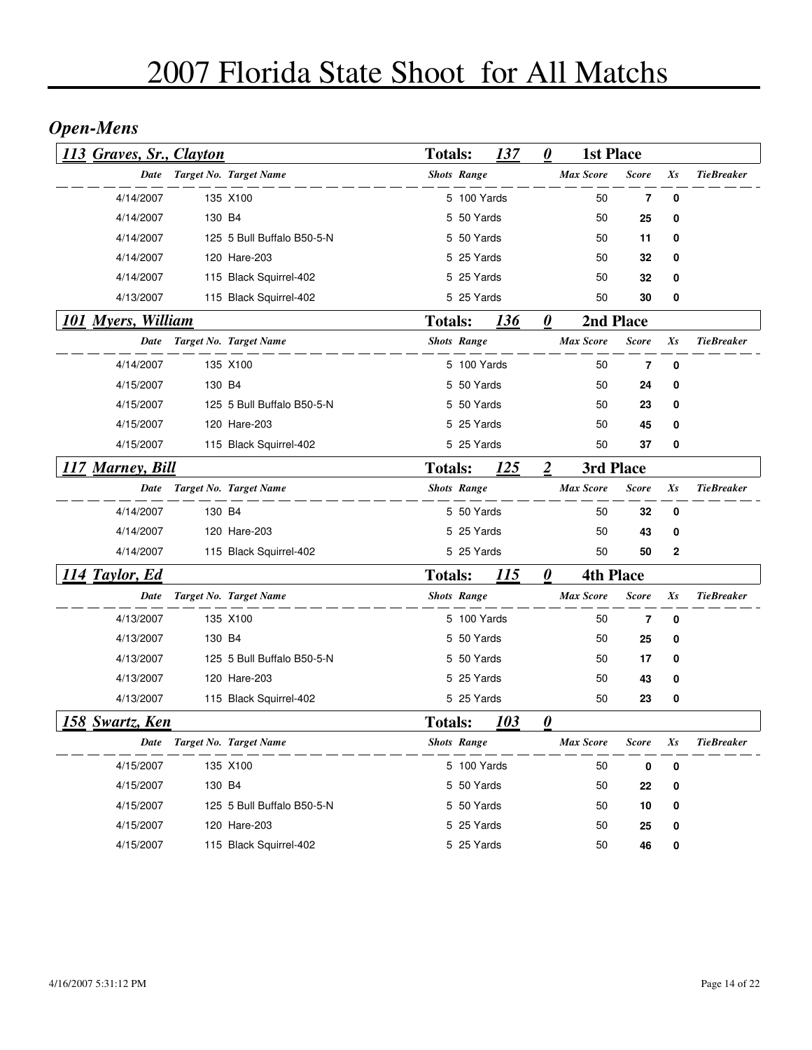# 2007 Florida State Shoot for All Matchs

## *Open-Mens*

### 113 Graves, Sr., Clayton — Totals: 137 — 0 — 1st Place

| Date | Target No. | Target Name | Shots | Range | Max Score | Score | Xs | TieBreaker |
|---|---|---|---|---|---|---|---|---|
| 4/14/2007 | 135 | X100 | 5 | 100 Yards | 50 | **7** | **0** | |
| 4/14/2007 | 130 | B4 | 5 | 50 Yards | 50 | **25** | **0** | |
| 4/14/2007 | 125 | 5 Bull Buffalo B50-5-N | 5 | 50 Yards | 50 | **11** | **0** | |
| 4/14/2007 | 120 | Hare-203 | 5 | 25 Yards | 50 | **32** | **0** | |
| 4/14/2007 | 115 | Black Squirrel-402 | 5 | 25 Yards | 50 | **32** | **0** | |
| 4/13/2007 | 115 | Black Squirrel-402 | 5 | 25 Yards | 50 | **30** | **0** | |

### 101 Myers, William — Totals: 136 — 0 — 2nd Place

| Date | Target No. | Target Name | Shots | Range | Max Score | Score | Xs | TieBreaker |
|---|---|---|---|---|---|---|---|---|
| 4/14/2007 | 135 | X100 | 5 | 100 Yards | 50 | **7** | **0** | |
| 4/15/2007 | 130 | B4 | 5 | 50 Yards | 50 | **24** | **0** | |
| 4/15/2007 | 125 | 5 Bull Buffalo B50-5-N | 5 | 50 Yards | 50 | **23** | **0** | |
| 4/15/2007 | 120 | Hare-203 | 5 | 25 Yards | 50 | **45** | **0** | |
| 4/15/2007 | 115 | Black Squirrel-402 | 5 | 25 Yards | 50 | **37** | **0** | |

### 117 Marney, Bill — Totals: 125 — 2 — 3rd Place

| Date | Target No. | Target Name | Shots | Range | Max Score | Score | Xs | TieBreaker |
|---|---|---|---|---|---|---|---|---|
| 4/14/2007 | 130 | B4 | 5 | 50 Yards | 50 | **32** | **0** | |
| 4/14/2007 | 120 | Hare-203 | 5 | 25 Yards | 50 | **43** | **0** | |
| 4/14/2007 | 115 | Black Squirrel-402 | 5 | 25 Yards | 50 | **50** | **2** | |

### 114 Taylor, Ed — Totals: 115 — 0 — 4th Place

| Date | Target No. | Target Name | Shots | Range | Max Score | Score | Xs | TieBreaker |
|---|---|---|---|---|---|---|---|---|
| 4/13/2007 | 135 | X100 | 5 | 100 Yards | 50 | **7** | **0** | |
| 4/13/2007 | 130 | B4 | 5 | 50 Yards | 50 | **25** | **0** | |
| 4/13/2007 | 125 | 5 Bull Buffalo B50-5-N | 5 | 50 Yards | 50 | **17** | **0** | |
| 4/13/2007 | 120 | Hare-203 | 5 | 25 Yards | 50 | **43** | **0** | |
| 4/13/2007 | 115 | Black Squirrel-402 | 5 | 25 Yards | 50 | **23** | **0** | |

### 158 Swartz, Ken — Totals: 103 — 0

| Date | Target No. | Target Name | Shots | Range | Max Score | Score | Xs | TieBreaker |
|---|---|---|---|---|---|---|---|---|
| 4/15/2007 | 135 | X100 | 5 | 100 Yards | 50 | **0** | **0** | |
| 4/15/2007 | 130 | B4 | 5 | 50 Yards | 50 | **22** | **0** | |
| 4/15/2007 | 125 | 5 Bull Buffalo B50-5-N | 5 | 50 Yards | 50 | **10** | **0** | |
| 4/15/2007 | 120 | Hare-203 | 5 | 25 Yards | 50 | **25** | **0** | |
| 4/15/2007 | 115 | Black Squirrel-402 | 5 | 25 Yards | 50 | **46** | **0** | |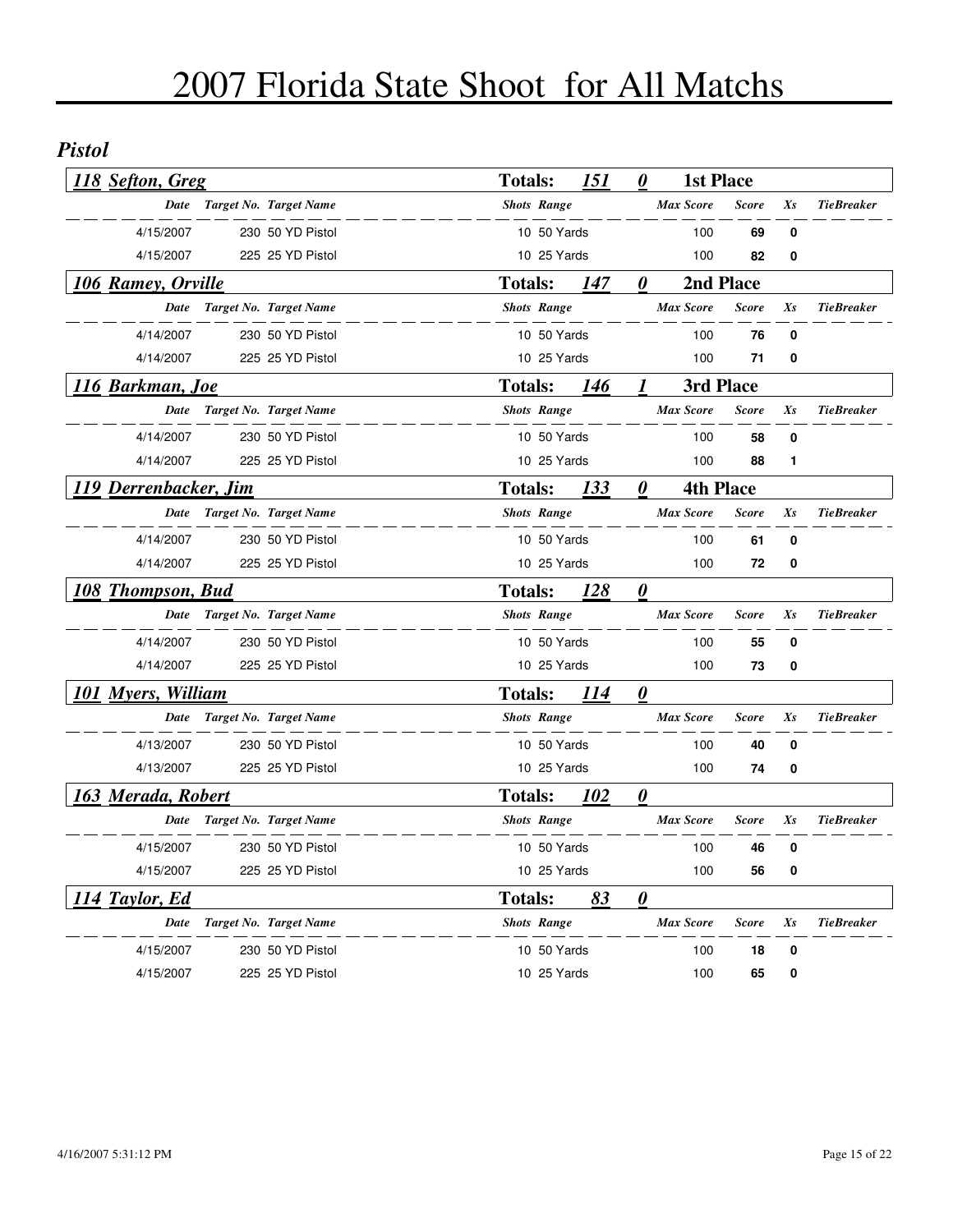# 2007 Florida State Shoot for All Matchs

## *Pistol*

### *118 Sefton, Greg* — Totals: *151* *0* — 1st Place

| Date | Target No. | Target Name | Shots | Range | Max Score | Score | Xs | TieBreaker |
|---|---|---|---|---|---|---|---|---|
| 4/15/2007 | 230 | 50 YD Pistol | 10 | 50 Yards | 100 | **69** | **0** | |
| 4/15/2007 | 225 | 25 YD Pistol | 10 | 25 Yards | 100 | **82** | **0** | |

### *106 Ramey, Orville* — Totals: *147* *0* — 2nd Place

| Date | Target No. | Target Name | Shots | Range | Max Score | Score | Xs | TieBreaker |
|---|---|---|---|---|---|---|---|---|
| 4/14/2007 | 230 | 50 YD Pistol | 10 | 50 Yards | 100 | **76** | **0** | |
| 4/14/2007 | 225 | 25 YD Pistol | 10 | 25 Yards | 100 | **71** | **0** | |

### *116 Barkman, Joe* — Totals: *146* *1* — 3rd Place

| Date | Target No. | Target Name | Shots | Range | Max Score | Score | Xs | TieBreaker |
|---|---|---|---|---|---|---|---|---|
| 4/14/2007 | 230 | 50 YD Pistol | 10 | 50 Yards | 100 | **58** | **0** | |
| 4/14/2007 | 225 | 25 YD Pistol | 10 | 25 Yards | 100 | **88** | **1** | |

### *119 Derrenbacker, Jim* — Totals: *133* *0* — 4th Place

| Date | Target No. | Target Name | Shots | Range | Max Score | Score | Xs | TieBreaker |
|---|---|---|---|---|---|---|---|---|
| 4/14/2007 | 230 | 50 YD Pistol | 10 | 50 Yards | 100 | **61** | **0** | |
| 4/14/2007 | 225 | 25 YD Pistol | 10 | 25 Yards | 100 | **72** | **0** | |

### *108 Thompson, Bud* — Totals: *128* *0*

| Date | Target No. | Target Name | Shots | Range | Max Score | Score | Xs | TieBreaker |
|---|---|---|---|---|---|---|---|---|
| 4/14/2007 | 230 | 50 YD Pistol | 10 | 50 Yards | 100 | **55** | **0** | |
| 4/14/2007 | 225 | 25 YD Pistol | 10 | 25 Yards | 100 | **73** | **0** | |

### *101 Myers, William* — Totals: *114* *0*

| Date | Target No. | Target Name | Shots | Range | Max Score | Score | Xs | TieBreaker |
|---|---|---|---|---|---|---|---|---|
| 4/13/2007 | 230 | 50 YD Pistol | 10 | 50 Yards | 100 | **40** | **0** | |
| 4/13/2007 | 225 | 25 YD Pistol | 10 | 25 Yards | 100 | **74** | **0** | |

### *163 Merada, Robert* — Totals: *102* *0*

| Date | Target No. | Target Name | Shots | Range | Max Score | Score | Xs | TieBreaker |
|---|---|---|---|---|---|---|---|---|
| 4/15/2007 | 230 | 50 YD Pistol | 10 | 50 Yards | 100 | **46** | **0** | |
| 4/15/2007 | 225 | 25 YD Pistol | 10 | 25 Yards | 100 | **56** | **0** | |

### *114 Taylor, Ed* — Totals: *83* *0*

| Date | Target No. | Target Name | Shots | Range | Max Score | Score | Xs | TieBreaker |
|---|---|---|---|---|---|---|---|---|
| 4/15/2007 | 230 | 50 YD Pistol | 10 | 50 Yards | 100 | **18** | **0** | |
| 4/15/2007 | 225 | 25 YD Pistol | 10 | 25 Yards | 100 | **65** | **0** | |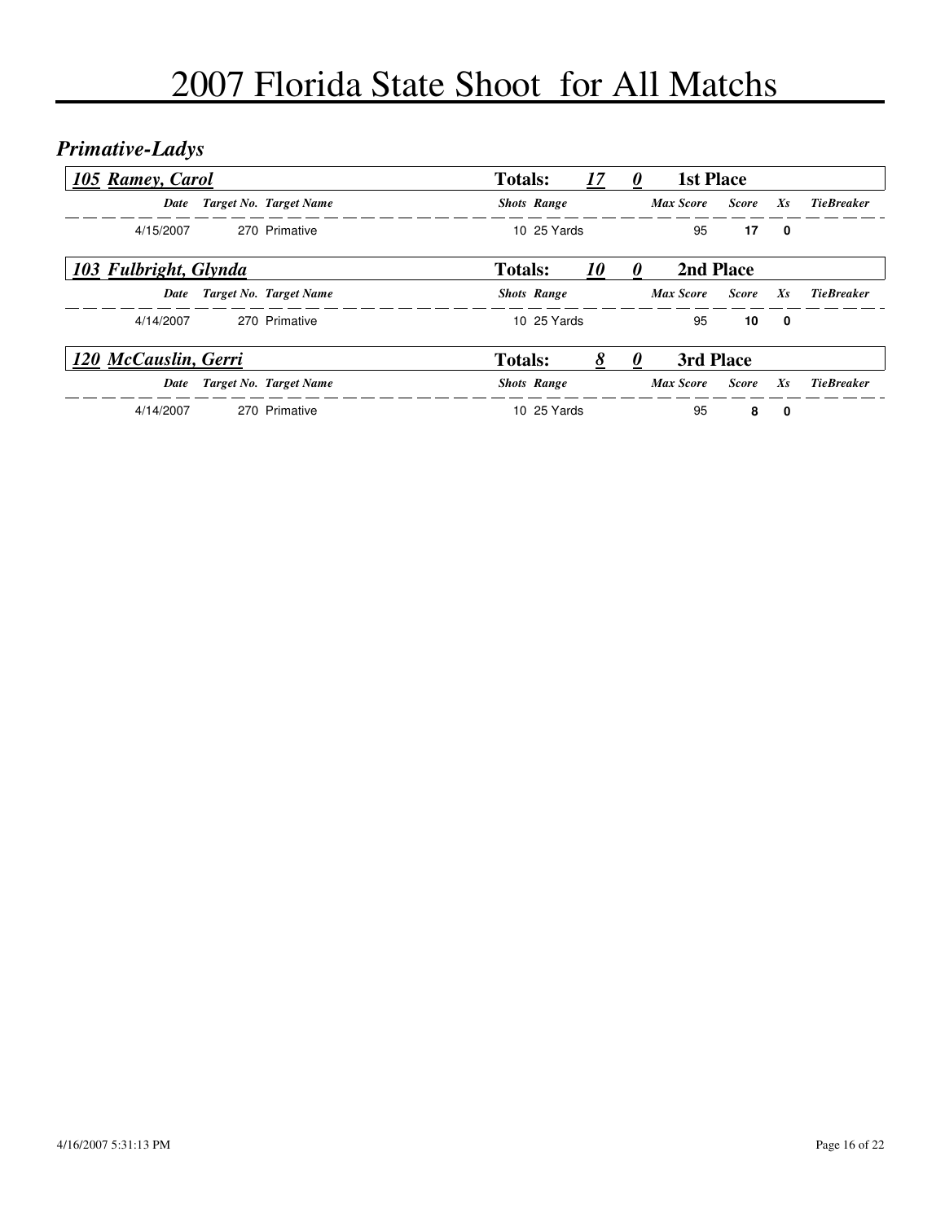# 2007 Florida State Shoot for All Matchs

## *Primative-Ladys*

### *105 Ramey, Carol* — Totals: *17* *0* — 1st Place

| Date | Target No. | Target Name | Shots | Range | Max Score | Score | Xs | TieBreaker |
|---|---|---|---|---|---|---|---|---|
| 4/15/2007 | 270 | Primative | 10 | 25 Yards | 95 | **17** | **0** | |

### *103 Fulbright, Glynda* — Totals: *10* *0* — 2nd Place

| Date | Target No. | Target Name | Shots | Range | Max Score | Score | Xs | TieBreaker |
|---|---|---|---|---|---|---|---|---|
| 4/14/2007 | 270 | Primative | 10 | 25 Yards | 95 | **10** | **0** | |

### *120 McCauslin, Gerri* — Totals: *8* *0* — 3rd Place

| Date | Target No. | Target Name | Shots | Range | Max Score | Score | Xs | TieBreaker |
|---|---|---|---|---|---|---|---|---|
| 4/14/2007 | 270 | Primative | 10 | 25 Yards | 95 | **8** | **0** | |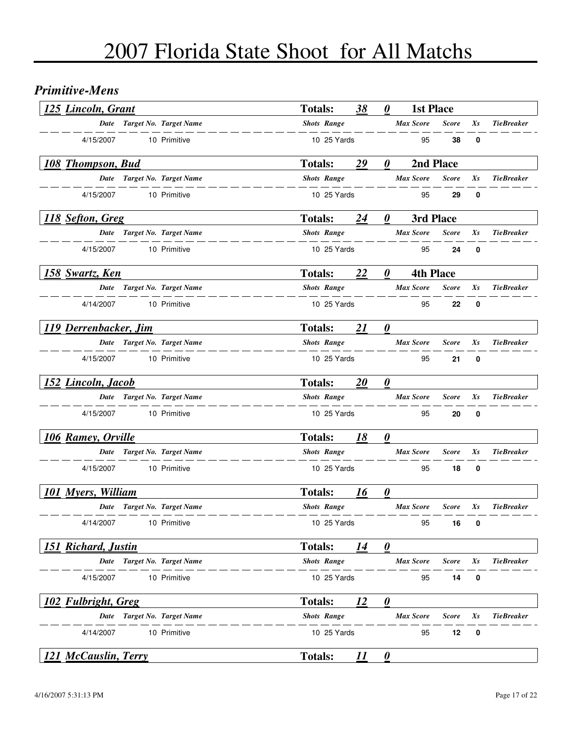# 2007 Florida State Shoot for All Matchs

## *Primitive-Mens*

### *125 Lincoln, Grant* — Totals: *38* *0* — 1st Place

| Date | Target No. | Target Name | Shots | Range | Max Score | Score | Xs | TieBreaker |
|---|---|---|---|---|---|---|---|---|
| 4/15/2007 | 10 | Primitive | 10 | 25 Yards | 95 | **38** | **0** | |

### *108 Thompson, Bud* — Totals: *29* *0* — 2nd Place

| Date | Target No. | Target Name | Shots | Range | Max Score | Score | Xs | TieBreaker |
|---|---|---|---|---|---|---|---|---|
| 4/15/2007 | 10 | Primitive | 10 | 25 Yards | 95 | **29** | **0** | |

### *118 Sefton, Greg* — Totals: *24* *0* — 3rd Place

| Date | Target No. | Target Name | Shots | Range | Max Score | Score | Xs | TieBreaker |
|---|---|---|---|---|---|---|---|---|
| 4/15/2007 | 10 | Primitive | 10 | 25 Yards | 95 | **24** | **0** | |

### *158 Swartz, Ken* — Totals: *22* *0* — 4th Place

| Date | Target No. | Target Name | Shots | Range | Max Score | Score | Xs | TieBreaker |
|---|---|---|---|---|---|---|---|---|
| 4/14/2007 | 10 | Primitive | 10 | 25 Yards | 95 | **22** | **0** | |

### *119 Derrenbacker, Jim* — Totals: *21* *0*

| Date | Target No. | Target Name | Shots | Range | Max Score | Score | Xs | TieBreaker |
|---|---|---|---|---|---|---|---|---|
| 4/15/2007 | 10 | Primitive | 10 | 25 Yards | 95 | **21** | **0** | |

### *152 Lincoln, Jacob* — Totals: *20* *0*

| Date | Target No. | Target Name | Shots | Range | Max Score | Score | Xs | TieBreaker |
|---|---|---|---|---|---|---|---|---|
| 4/15/2007 | 10 | Primitive | 10 | 25 Yards | 95 | **20** | **0** | |

### *106 Ramey, Orville* — Totals: *18* *0*

| Date | Target No. | Target Name | Shots | Range | Max Score | Score | Xs | TieBreaker |
|---|---|---|---|---|---|---|---|---|
| 4/15/2007 | 10 | Primitive | 10 | 25 Yards | 95 | **18** | **0** | |

### *101 Myers, William* — Totals: *16* *0*

| Date | Target No. | Target Name | Shots | Range | Max Score | Score | Xs | TieBreaker |
|---|---|---|---|---|---|---|---|---|
| 4/14/2007 | 10 | Primitive | 10 | 25 Yards | 95 | **16** | **0** | |

### *151 Richard, Justin* — Totals: *14* *0*

| Date | Target No. | Target Name | Shots | Range | Max Score | Score | Xs | TieBreaker |
|---|---|---|---|---|---|---|---|---|
| 4/15/2007 | 10 | Primitive | 10 | 25 Yards | 95 | **14** | **0** | |

### *102 Fulbright, Greg* — Totals: *12* *0*

| Date | Target No. | Target Name | Shots | Range | Max Score | Score | Xs | TieBreaker |
|---|---|---|---|---|---|---|---|---|
| 4/14/2007 | 10 | Primitive | 10 | 25 Yards | 95 | **12** | **0** | |

### *121 McCauslin, Terry* — Totals: *11* *0*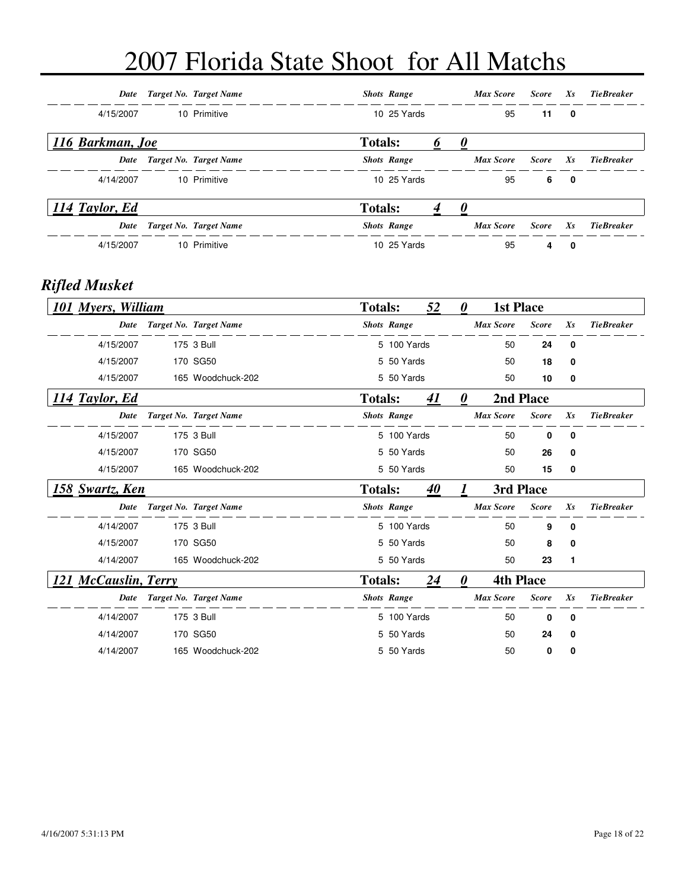# 2007 Florida State Shoot for All Matchs

| Date | Target No. | Target Name | Shots | Range | Max Score | Score | Xs | TieBreaker |
|---|---|---|---|---|---|---|---|---|
| 4/15/2007 | 10 | Primitive | 10 | 25 Yards | 95 | **11** | **0** | |

### *116 Barkman, Joe* — Totals: *6* *0*

| Date | Target No. | Target Name | Shots | Range | Max Score | Score | Xs | TieBreaker |
|---|---|---|---|---|---|---|---|---|
| 4/14/2007 | 10 | Primitive | 10 | 25 Yards | 95 | **6** | **0** | |

### *114 Taylor, Ed* — Totals: *4* *0*

| Date | Target No. | Target Name | Shots | Range | Max Score | Score | Xs | TieBreaker |
|---|---|---|---|---|---|---|---|---|
| 4/15/2007 | 10 | Primitive | 10 | 25 Yards | 95 | **4** | **0** | |

## *Rifled Musket*

### *101 Myers, William* — Totals: *52* *0* — 1st Place

| Date | Target No. | Target Name | Shots | Range | Max Score | Score | Xs | TieBreaker |
|---|---|---|---|---|---|---|---|---|
| 4/15/2007 | 175 | 3 Bull | 5 | 100 Yards | 50 | **24** | **0** | |
| 4/15/2007 | 170 | SG50 | 5 | 50 Yards | 50 | **18** | **0** | |
| 4/15/2007 | 165 | Woodchuck-202 | 5 | 50 Yards | 50 | **10** | **0** | |

### *114 Taylor, Ed* — Totals: *41* *0* — 2nd Place

| Date | Target No. | Target Name | Shots | Range | Max Score | Score | Xs | TieBreaker |
|---|---|---|---|---|---|---|---|---|
| 4/15/2007 | 175 | 3 Bull | 5 | 100 Yards | 50 | **0** | **0** | |
| 4/15/2007 | 170 | SG50 | 5 | 50 Yards | 50 | **26** | **0** | |
| 4/15/2007 | 165 | Woodchuck-202 | 5 | 50 Yards | 50 | **15** | **0** | |

### *158 Swartz, Ken* — Totals: *40* *1* — 3rd Place

| Date | Target No. | Target Name | Shots | Range | Max Score | Score | Xs | TieBreaker |
|---|---|---|---|---|---|---|---|---|
| 4/14/2007 | 175 | 3 Bull | 5 | 100 Yards | 50 | **9** | **0** | |
| 4/15/2007 | 170 | SG50 | 5 | 50 Yards | 50 | **8** | **0** | |
| 4/14/2007 | 165 | Woodchuck-202 | 5 | 50 Yards | 50 | **23** | **1** | |

### *121 McCauslin, Terry* — Totals: *24* *0* — 4th Place

| Date | Target No. | Target Name | Shots | Range | Max Score | Score | Xs | TieBreaker |
|---|---|---|---|---|---|---|---|---|
| 4/14/2007 | 175 | 3 Bull | 5 | 100 Yards | 50 | **0** | **0** | |
| 4/14/2007 | 170 | SG50 | 5 | 50 Yards | 50 | **24** | **0** | |
| 4/14/2007 | 165 | Woodchuck-202 | 5 | 50 Yards | 50 | **0** | **0** | |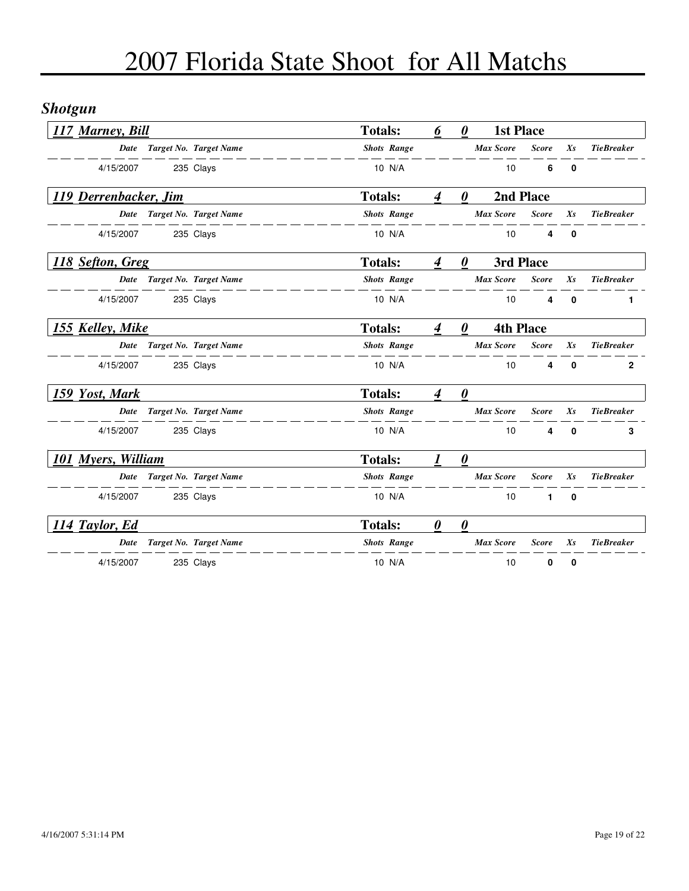# 2007 Florida State Shoot for All Matchs

## Shotgun

### 117 Marney, Bill

**Totals:** 6 0 **1st Place**

| Date | Target No. | Target Name | Shots | Range | Max Score | Score | Xs | TieBreaker |
|---|---|---|---|---|---|---|---|---|
| 4/15/2007 | 235 | Clays | 10 | N/A | 10 | **6** | **0** | |

### 119 Derrenbacker, Jim

**Totals:** 4 0 **2nd Place**

| Date | Target No. | Target Name | Shots | Range | Max Score | Score | Xs | TieBreaker |
|---|---|---|---|---|---|---|---|---|
| 4/15/2007 | 235 | Clays | 10 | N/A | 10 | **4** | **0** | |

### 118 Sefton, Greg

**Totals:** 4 0 **3rd Place**

| Date | Target No. | Target Name | Shots | Range | Max Score | Score | Xs | TieBreaker |
|---|---|---|---|---|---|---|---|---|
| 4/15/2007 | 235 | Clays | 10 | N/A | 10 | **4** | **0** | **1** |

### 155 Kelley, Mike

**Totals:** 4 0 **4th Place**

| Date | Target No. | Target Name | Shots | Range | Max Score | Score | Xs | TieBreaker |
|---|---|---|---|---|---|---|---|---|
| 4/15/2007 | 235 | Clays | 10 | N/A | 10 | **4** | **0** | **2** |

### 159 Yost, Mark

**Totals:** 4 0

| Date | Target No. | Target Name | Shots | Range | Max Score | Score | Xs | TieBreaker |
|---|---|---|---|---|---|---|---|---|
| 4/15/2007 | 235 | Clays | 10 | N/A | 10 | **4** | **0** | **3** |

### 101 Myers, William

**Totals:** 1 0

| Date | Target No. | Target Name | Shots | Range | Max Score | Score | Xs | TieBreaker |
|---|---|---|---|---|---|---|---|---|
| 4/15/2007 | 235 | Clays | 10 | N/A | 10 | **1** | **0** | |

### 114 Taylor, Ed

**Totals:** 0 0

| Date | Target No. | Target Name | Shots | Range | Max Score | Score | Xs | TieBreaker |
|---|---|---|---|---|---|---|---|---|
| 4/15/2007 | 235 | Clays | 10 | N/A | 10 | **0** | **0** | |

4/16/2007 5:31:14 PM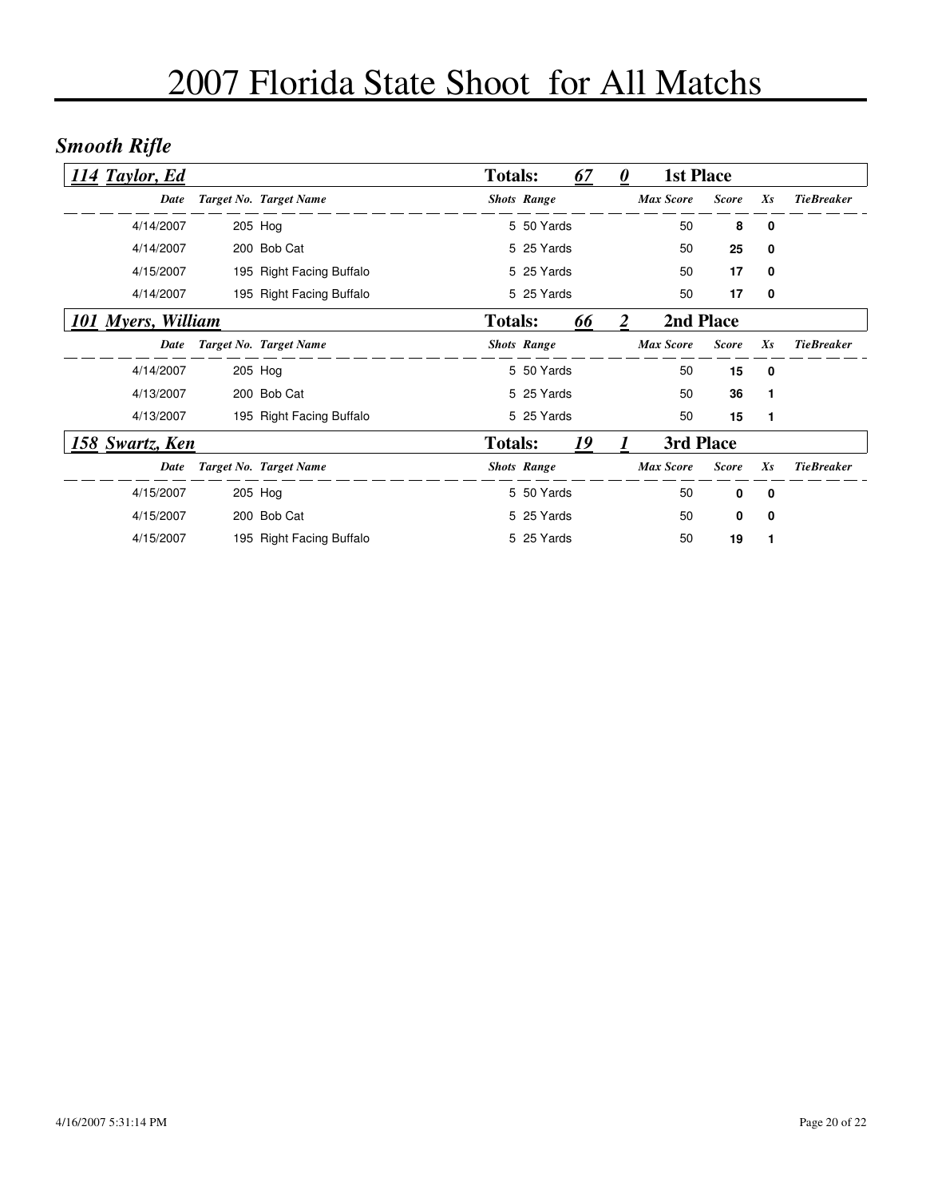# 2007 Florida State Shoot for All Matchs

## *Smooth Rifle*

### *114 Taylor, Ed* — **Totals:** *67* *0* **1st Place**

| Date | Target No. | Target Name | Shots | Range | Max Score | Score | Xs | TieBreaker |
|---|---|---|---|---|---|---|---|---|
| 4/14/2007 | 205 | Hog | 5 | 50 Yards | 50 | **8** | **0** | |
| 4/14/2007 | 200 | Bob Cat | 5 | 25 Yards | 50 | **25** | **0** | |
| 4/15/2007 | 195 | Right Facing Buffalo | 5 | 25 Yards | 50 | **17** | **0** | |
| 4/14/2007 | 195 | Right Facing Buffalo | 5 | 25 Yards | 50 | **17** | **0** | |

### *101 Myers, William* — **Totals:** *66* *2* **2nd Place**

| Date | Target No. | Target Name | Shots | Range | Max Score | Score | Xs | TieBreaker |
|---|---|---|---|---|---|---|---|---|
| 4/14/2007 | 205 | Hog | 5 | 50 Yards | 50 | **15** | **0** | |
| 4/13/2007 | 200 | Bob Cat | 5 | 25 Yards | 50 | **36** | **1** | |
| 4/13/2007 | 195 | Right Facing Buffalo | 5 | 25 Yards | 50 | **15** | **1** | |

### *158 Swartz, Ken* — **Totals:** *19* *1* **3rd Place**

| Date | Target No. | Target Name | Shots | Range | Max Score | Score | Xs | TieBreaker |
|---|---|---|---|---|---|---|---|---|
| 4/15/2007 | 205 | Hog | 5 | 50 Yards | 50 | **0** | **0** | |
| 4/15/2007 | 200 | Bob Cat | 5 | 25 Yards | 50 | **0** | **0** | |
| 4/15/2007 | 195 | Right Facing Buffalo | 5 | 25 Yards | 50 | **19** | **1** | |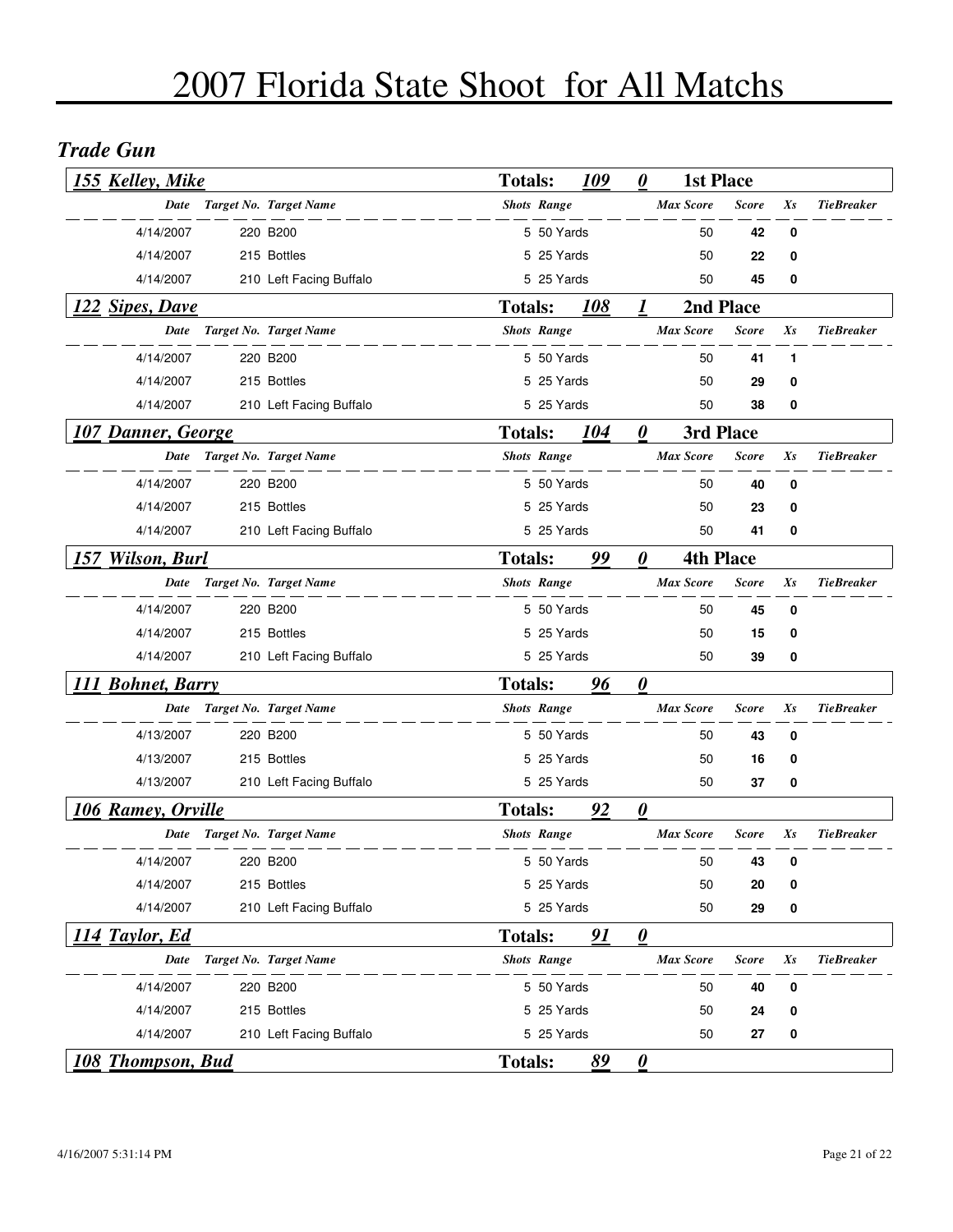# 2007 Florida State Shoot for All Matchs

## *Trade Gun*

### *155 Kelley, Mike* — Totals: *109* *0* — 1st Place

| Date | Target No. | Target Name | Shots | Range | Max Score | Score | Xs | TieBreaker |
|---|---|---|---|---|---|---|---|---|
| 4/14/2007 | 220 | B200 | 5 | 50 Yards | 50 | **42** | **0** | |
| 4/14/2007 | 215 | Bottles | 5 | 25 Yards | 50 | **22** | **0** | |
| 4/14/2007 | 210 | Left Facing Buffalo | 5 | 25 Yards | 50 | **45** | **0** | |

### *122 Sipes, Dave* — Totals: *108* *1* — 2nd Place

| Date | Target No. | Target Name | Shots | Range | Max Score | Score | Xs | TieBreaker |
|---|---|---|---|---|---|---|---|---|
| 4/14/2007 | 220 | B200 | 5 | 50 Yards | 50 | **41** | **1** | |
| 4/14/2007 | 215 | Bottles | 5 | 25 Yards | 50 | **29** | **0** | |
| 4/14/2007 | 210 | Left Facing Buffalo | 5 | 25 Yards | 50 | **38** | **0** | |

### *107 Danner, George* — Totals: *104* *0* — 3rd Place

| Date | Target No. | Target Name | Shots | Range | Max Score | Score | Xs | TieBreaker |
|---|---|---|---|---|---|---|---|---|
| 4/14/2007 | 220 | B200 | 5 | 50 Yards | 50 | **40** | **0** | |
| 4/14/2007 | 215 | Bottles | 5 | 25 Yards | 50 | **23** | **0** | |
| 4/14/2007 | 210 | Left Facing Buffalo | 5 | 25 Yards | 50 | **41** | **0** | |

### *157 Wilson, Burl* — Totals: *99* *0* — 4th Place

| Date | Target No. | Target Name | Shots | Range | Max Score | Score | Xs | TieBreaker |
|---|---|---|---|---|---|---|---|---|
| 4/14/2007 | 220 | B200 | 5 | 50 Yards | 50 | **45** | **0** | |
| 4/14/2007 | 215 | Bottles | 5 | 25 Yards | 50 | **15** | **0** | |
| 4/14/2007 | 210 | Left Facing Buffalo | 5 | 25 Yards | 50 | **39** | **0** | |

### *111 Bohnet, Barry* — Totals: *96* *0*

| Date | Target No. | Target Name | Shots | Range | Max Score | Score | Xs | TieBreaker |
|---|---|---|---|---|---|---|---|---|
| 4/13/2007 | 220 | B200 | 5 | 50 Yards | 50 | **43** | **0** | |
| 4/13/2007 | 215 | Bottles | 5 | 25 Yards | 50 | **16** | **0** | |
| 4/13/2007 | 210 | Left Facing Buffalo | 5 | 25 Yards | 50 | **37** | **0** | |

### *106 Ramey, Orville* — Totals: *92* *0*

| Date | Target No. | Target Name | Shots | Range | Max Score | Score | Xs | TieBreaker |
|---|---|---|---|---|---|---|---|---|
| 4/14/2007 | 220 | B200 | 5 | 50 Yards | 50 | **43** | **0** | |
| 4/14/2007 | 215 | Bottles | 5 | 25 Yards | 50 | **20** | **0** | |
| 4/14/2007 | 210 | Left Facing Buffalo | 5 | 25 Yards | 50 | **29** | **0** | |

### *114 Taylor, Ed* — Totals: *91* *0*

| Date | Target No. | Target Name | Shots | Range | Max Score | Score | Xs | TieBreaker |
|---|---|---|---|---|---|---|---|---|
| 4/14/2007 | 220 | B200 | 5 | 50 Yards | 50 | **40** | **0** | |
| 4/14/2007 | 215 | Bottles | 5 | 25 Yards | 50 | **24** | **0** | |
| 4/14/2007 | 210 | Left Facing Buffalo | 5 | 25 Yards | 50 | **27** | **0** | |

### *108 Thompson, Bud* — Totals: *89* *0*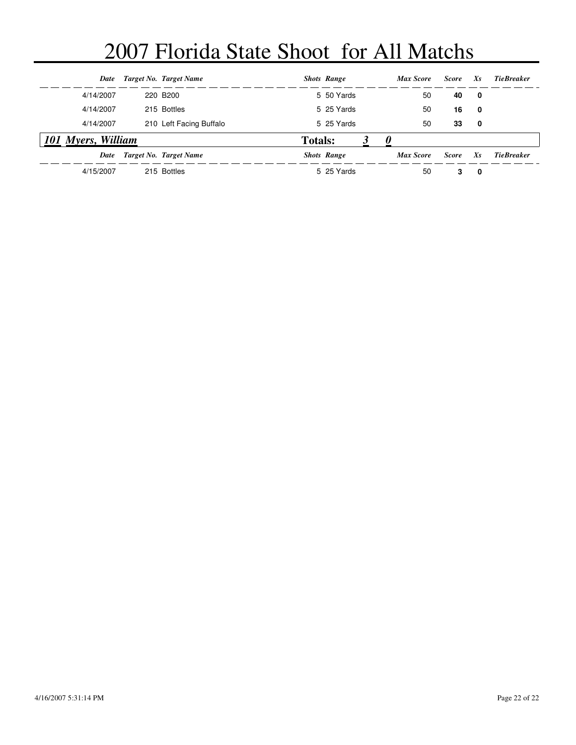# 2007 Florida State Shoot for All Matchs

| Date | Target No. | Target Name | Shots | Range | Max Score | Score | Xs | TieBreaker |
|---|---|---|---|---|---|---|---|---|
| 4/14/2007 | 220 | B200 | 5 | 50 Yards | 50 | **40** | **0** | |
| 4/14/2007 | 215 | Bottles | 5 | 25 Yards | 50 | **16** | **0** | |
| 4/14/2007 | 210 | Left Facing Buffalo | 5 | 25 Yards | 50 | **33** | **0** | |

***101 Myers, William*** **Totals:** ***3*** ***0***

| Date | Target No. | Target Name | Shots | Range | Max Score | Score | Xs | TieBreaker |
|---|---|---|---|---|---|---|---|---|
| 4/15/2007 | 215 | Bottles | 5 | 25 Yards | 50 | **3** | **0** | |

4/16/2007 5:31:14 PM